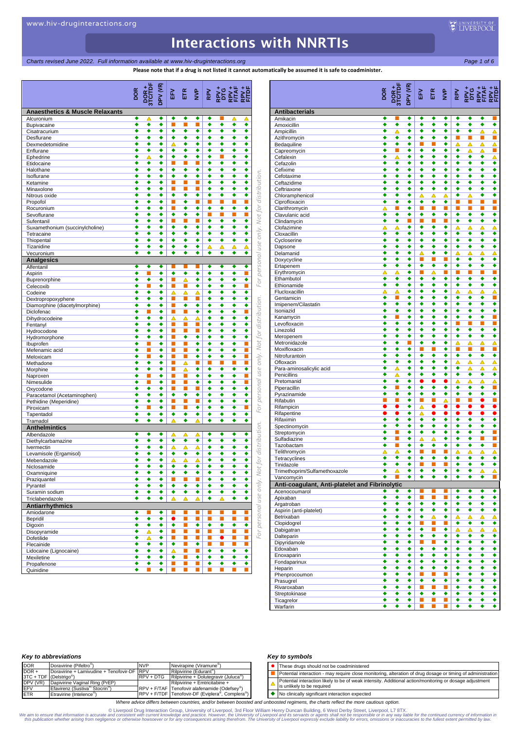# Interactions with NNRTIs

*Charts revised June 2022. Full information available at www.hiv-druginteractions.org*

**Please note that if a drug is not listed it cannot automatically be assumed it is safe to coadminister.**

Symbols used in tables: ● = do not coadminister; ■ = potential interaction; △ = potential weak interaction; ◆ = no clinically significant interaction expected (see Key to symbols below).

| | DOR | DOR + 3TC/TDF | DPV (VR) | EFV | ETR | NVP | RPV | RPV + DTG | RPV + F/TAF | RPV + F/TDF |
|---|---|---|---|---|---|---|---|---|---|---|
| **Anaesthetics & Muscle Relaxants** | | | | | | | | | | |
| Alcuronium | ◆ | △ | ◆ | ◆ | ◆ | ◆ | ◆ | ■ | △ | △ |
| Bupivacaine | ◆ | ◆ | ◆ | ■ | ■ | ■ | ◆ | ◆ | ◆ | ◆ |
| Cisatracurium | ◆ | ◆ | ◆ | ◆ | ◆ | ◆ | ◆ | ◆ | ◆ | ◆ |
| Desflurane | ◆ | ◆ | ◆ | ■ | ◆ | ◆ | ◆ | ◆ | ◆ | ◆ |
| Dexmedetomidine | ◆ | ◆ | ◆ | △ | ◆ | ◆ | ◆ | ◆ | ◆ | ◆ |
| Enflurane | ◆ | ◆ | ◆ | ◆ | ◆ | ◆ | ◆ | ◆ | ◆ | ◆ |
| Ephedrine | ◆ | △ | ◆ | ◆ | ◆ | ◆ | ◆ | ■ | ◆ | ◆ |
| Etidocaine | ◆ | ◆ | ◆ | ■ | ■ | ■ | ◆ | ◆ | ◆ | ◆ |
| Halothane | ◆ | ◆ | ◆ | ◆ | ◆ | ◆ | ◆ | ◆ | ◆ | ◆ |
| Isoflurane | ◆ | ◆ | ◆ | ◆ | ◆ | ◆ | ◆ | ◆ | ◆ | ◆ |
| Ketamine | ◆ | ◆ | ◆ | ■ | ■ | ■ | ◆ | ◆ | ◆ | ◆ |
| Minaxolone | ◆ | ◆ | ◆ | ■ | ■ | ◆ | ◆ | ◆ | ◆ | ◆ |
| Nitrous oxide | ◆ | ◆ | ◆ | ◆ | ◆ | ◆ | ◆ | ◆ | ◆ | ◆ |
| Propofol | ◆ | ◆ | ◆ | ■ | ◆ | ■ | ■ | ◆ | ■ | ■ |
| Rocuronium | ◆ | ◆ | ◆ | ■ | ◆ | ◆ | ◆ | ◆ | ◆ | ◆ |
| Sevoflurane | ◆ | ◆ | ◆ | ■ | ◆ | ◆ | ■ | ◆ | ■ | ■ |
| Sufentanil | ◆ | ◆ | ◆ | ■ | ■ | ■ | ◆ | ◆ | ◆ | ◆ |
| Suxamethonium (succinylcholine) | ◆ | ◆ | ◆ | ◆ | ◆ | ◆ | ◆ | ◆ | ◆ | ◆ |
| Tetracaine | ◆ | ◆ | ◆ | ◆ | ◆ | ◆ | ◆ | ◆ | ◆ | ◆ |
| Thiopental | ◆ | ◆ | ◆ | ◆ | ◆ | ◆ | ◆ | ◆ | ◆ | ◆ |
| Tizanidine | ◆ | ◆ | ◆ | ◆ | ◆ | ◆ | △ | △ | △ | △ |
| Vecuronium | ◆ | ◆ | ◆ | ◆ | ◆ | ◆ | ◆ | ◆ | ◆ | ◆ |
| **Analgesics** | | | | | | | | | | |
| Alfentanil | ◆ | ◆ | ◆ | ■ | ■ | ■ | ◆ | ◆ | ◆ | ◆ |
| Aspirin | ◆ | ■ | ◆ | ◆ | ◆ | ◆ | ◆ | ◆ | ◆ | ■ |
| Buprenorphine | ◆ | ◆ | ◆ | ■ | △ | ◆ | ◆ | ◆ | ◆ | ◆ |
| Celecoxib | ◆ | ■ | ◆ | ■ | ■ | ◆ | ◆ | ◆ | ◆ | ■ |
| Codeine | ◆ | ◆ | ◆ | △ | △ | △ | ◆ | ◆ | ◆ | ◆ |
| Dextropropoxyphene | ◆ | ◆ | ◆ | ■ | ■ | ■ | ◆ | ◆ | ◆ | ◆ |
| Diamorphine (diacetylmorphine) | ◆ | ◆ | ◆ | ■ | ◆ | ◆ | ◆ | ◆ | ◆ | ◆ |
| Diclofenac | ◆ | ■ | ◆ | ■ | ■ | ◆ | ◆ | ◆ | ◆ | ■ |
| Dihydrocodeine | ◆ | ◆ | ◆ | △ | △ | △ | ◆ | ◆ | ◆ | ◆ |
| Fentanyl | ◆ | ◆ | ◆ | ■ | ■ | ■ | ◆ | ◆ | ◆ | ◆ |
| Hydrocodone | ◆ | ◆ | ◆ | ■ | ■ | ■ | ◆ | ◆ | ◆ | ◆ |
| Hydromorphone | ◆ | ◆ | ◆ | ■ | ◆ | ◆ | ◆ | ◆ | ◆ | ◆ |
| Ibuprofen | ◆ | ■ | ◆ | ■ | ■ | ◆ | ◆ | ◆ | ◆ | ■ |
| Mefenamic acid | ◆ | ■ | ◆ | ■ | ■ | ◆ | ◆ | ◆ | ◆ | ■ |
| Meloxicam | ◆ | ■ | ◆ | ■ | ■ | ◆ | ◆ | ◆ | ◆ | ■ |
| Methadone | ◆ | ◆ | ◆ | ■ | △ | ■ | ■ | ■ | ◆ | ■ |
| Morphine | ◆ | ◆ | ◆ | ■ | △ | ◆ | ◆ | ◆ | ◆ | ◆ |
| Naproxen | ◆ | ■ | ◆ | ■ | ■ | ◆ | ◆ | ◆ | ◆ | ■ |
| Nimesulide | ◆ | ■ | ◆ | ■ | ■ | ◆ | ◆ | ◆ | ◆ | ■ |
| Oxycodone | ◆ | ◆ | ◆ | ■ | ■ | ■ | ◆ | ◆ | ◆ | ◆ |
| Paracetamol (Acetaminophen) | ◆ | ◆ | ◆ | ◆ | ◆ | ◆ | ◆ | ◆ | ◆ | ◆ |
| Pethidine (Meperidine) | ◆ | ◆ | ◆ | ■ | ■ | ■ | ◆ | ◆ | ◆ | ◆ |
| Piroxicam | ◆ | ■ | ◆ | ■ | ■ | ◆ | ◆ | ◆ | ◆ | ■ |
| Tapentadol | ◆ | ◆ | ◆ | ◆ | ◆ | ◆ | ◆ | ◆ | ◆ | ◆ |
| Tramadol | ◆ | ◆ | ◆ | △ | ◆ | △ | ◆ | ◆ | ◆ | ◆ |
| **Anthelmintics** | | | | | | | | | | |
| Albendazole | ◆ | ◆ | ◆ | △ | △ | △ | ◆ | ◆ | ◆ | ◆ |
| Diethylcarbamazine | ◆ | ◆ | ◆ | ◆ | ◆ | ◆ | ◆ | ◆ | ◆ | ◆ |
| Ivermectin | ◆ | ◆ | ◆ | △ | △ | △ | ◆ | ◆ | ◆ | ◆ |
| Levamisole (Ergamisol) | ◆ | ◆ | ◆ | ◆ | ◆ | ◆ | ◆ | ◆ | ◆ | ◆ |
| Mebendazole | ◆ | ◆ | ◆ | △ | △ | △ | ◆ | ◆ | ◆ | ◆ |
| Niclosamide | ◆ | ◆ | ◆ | ◆ | ◆ | ◆ | ◆ | ◆ | ◆ | ◆ |
| Oxamniquine | ◆ | ◆ | ◆ | ◆ | ◆ | ◆ | ◆ | ◆ | ◆ | ◆ |
| Praziquantel | ◆ | ◆ | ◆ | ■ | ■ | ■ | ◆ | ◆ | ◆ | ◆ |
| Pyrantel | ◆ | ◆ | ◆ | ◆ | ◆ | ◆ | ◆ | ◆ | ◆ | ◆ |
| Suramin sodium | ◆ | ◆ | ◆ | ◆ | ◆ | ◆ | ◆ | ◆ | ◆ | ◆ |
| Triclabendazole | ◆ | ◆ | ◆ | △ | △ | △ | ◆ | △ | ◆ | ◆ |
| **Antiarrhythmics** | | | | | | | | | | |
| Amiodarone | ◆ | ■ | ◆ | ■ | ■ | ■ | ■ | ■ | ■ | ■ |
| Bepridil | ◆ | ◆ | ◆ | ● | ■ | ■ | ■ | ■ | ■ | ■ |
| Digoxin | ◆ | ◆ | ◆ | ◆ | ■ | ◆ | ◆ | ◆ | ◆ | ◆ |
| Disopyramide | ◆ | △ | ◆ | ■ | ■ | ■ | ■ | ■ | ■ | ■ |
| Dofetilide | ◆ | △ | ◆ | ■ | ■ | ■ | ■ | ● | ■ | ■ |
| Flecainide | ◆ | ◆ | ◆ | ■ | ■ | ◆ | ■ | ■ | ■ | ■ |
| Lidocaine (Lignocaine) | ◆ | ◆ | ◆ | △ | ■ | ■ | ◆ | ◆ | ◆ | ◆ |
| Mexiletine | ◆ | ◆ | ◆ | ■ | ■ | ◆ | ◆ | ◆ | ◆ | ◆ |
| Propafenone | ◆ | ◆ | ◆ | ■ | ■ | ■ | ◆ | ◆ | ■ | ■ |
| Quinidine | ◆ | ■ | ◆ | ■ | ■ | ■ | ■ | ■ | ■ | ■ |

| | DOR | DOR + 3TC/TDF | DPV (VR) | EFV | ETR | NVP | RPV | RPV + DTG | RPV + F/TAF | RPV + F/TDF |
|---|---|---|---|---|---|---|---|---|---|---|
| **Antibacterials** | | | | | | | | | | |
| Amikacin | ◆ | ■ | ◆ | ◆ | ◆ | ◆ | ◆ | ◆ | ◆ | ■ |
| Amoxicillin | ◆ | ◆ | ◆ | ◆ | ◆ | ◆ | ◆ | ◆ | ◆ | ◆ |
| Ampicillin | ◆ | △ | ◆ | ◆ | ◆ | ◆ | ◆ | ◆ | △ | △ |
| Azithromycin | ◆ | ◆ | ◆ | ◆ | ◆ | ◆ | ■ | ■ | ■ | ■ |
| Bedaquiline | ◆ | ◆ | ◆ | ■ | ■ | ◆ | △ | △ | △ | △ |
| Capreomycin | ◆ | ■ | ◆ | ◆ | ◆ | ◆ | ◆ | △ | △ | ■ |
| Cefalexin | ◆ | △ | ◆ | ◆ | ◆ | ◆ | ◆ | ◆ | ◆ | △ |
| Cefazolin | ◆ | ◆ | ◆ | ◆ | ◆ | ◆ | ◆ | ◆ | ◆ | ◆ |
| Cefixime | ◆ | ◆ | ◆ | ◆ | ◆ | ◆ | ◆ | ◆ | ◆ | ◆ |
| Cefotaxime | ◆ | ◆ | ◆ | ◆ | ◆ | ◆ | ◆ | ◆ | ◆ | ◆ |
| Ceftazidime | ◆ | ◆ | ◆ | ◆ | ◆ | ◆ | ◆ | ◆ | ◆ | ◆ |
| Ceftriaxone | ◆ | ◆ | ◆ | ◆ | ◆ | ◆ | ◆ | ◆ | ◆ | ◆ |
| Chloramphenicol | ◆ | ◆ | ◆ | △ | △ | △ | ◆ | △ | ◆ | ◆ |
| Ciprofloxacin | ◆ | ◆ | ◆ | ◆ | ◆ | ◆ | ■ | ■ | ■ | ■ |
| Clarithromycin | △ | ■ | ◆ | ■ | ■ | ■ | ■ | ■ | ■ | ■ |
| Clavulanic acid | ◆ | ◆ | ◆ | ◆ | ◆ | ◆ | ◆ | ◆ | ◆ | ◆ |
| Clindamycin | ◆ | ◆ | ■ | ■ | ■ | ■ | ◆ | ◆ | ◆ | ◆ |
| Clofazimine | △ | △ | ◆ | ◆ | ◆ | ◆ | △ | △ | △ | △ |
| Cloxacillin | ◆ | ◆ | ◆ | ◆ | ◆ | ◆ | ◆ | ◆ | ◆ | ◆ |
| Cycloserine | ◆ | ◆ | ◆ | ◆ | ◆ | ◆ | ◆ | ◆ | ◆ | ◆ |
| Dapsone | ◆ | ◆ | ◆ | ◆ | ◆ | ◆ | ◆ | ◆ | ◆ | ◆ |
| Delamanid | ◆ | ◆ | ◆ | △ | ◆ | ◆ | △ | △ | △ | △ |
| Doxycycline | ◆ | ◆ | ◆ | ■ | ■ | ■ | ◆ | ◆ | ◆ | ◆ |
| Ertapenem | ◆ | ◆ | ◆ | ◆ | ◆ | ◆ | ◆ | ◆ | ◆ | ◆ |
| Erythromycin | △ | △ | ◆ | ■ | △ | ■ | ■ | ■ | ■ | ■ |
| Ethambutol | ◆ | ◆ | ◆ | ◆ | ◆ | ◆ | ◆ | ◆ | ◆ | ◆ |
| Ethionamide | ◆ | ◆ | ◆ | ◆ | ◆ | ◆ | ◆ | ◆ | ◆ | ◆ |
| Flucloxacillin | △ | △ | ◆ | ◆ | ◆ | ◆ | △ | △ | △ | △ |
| Gentamicin | ◆ | ■ | ◆ | ◆ | ◆ | ◆ | ◆ | ◆ | ◆ | ■ |
| Imipenem/Cilastatin | ◆ | ◆ | ◆ | ◆ | ◆ | ◆ | ◆ | ◆ | ◆ | ◆ |
| Isoniazid | ◆ | ◆ | ◆ | ◆ | ◆ | ◆ | ◆ | ◆ | ◆ | ◆ |
| Kanamycin | ◆ | ■ | ◆ | ◆ | ◆ | ◆ | ◆ | ◆ | ◆ | ■ |
| Levofloxacin | ◆ | ◆ | ◆ | ◆ | ◆ | ◆ | ■ | ■ | ■ | ■ |
| Linezolid | ◆ | ◆ | ◆ | ◆ | ◆ | ◆ | ◆ | ◆ | ◆ | ◆ |
| Meropenem | ◆ | ◆ | ◆ | ◆ | ◆ | ◆ | ◆ | ◆ | ◆ | ◆ |
| Metronidazole | ◆ | ◆ | ■ | ◆ | ◆ | ◆ | △ | △ | △ | △ |
| Moxifloxacin | ◆ | ◆ | ◆ | ■ | ■ | ◆ | ■ | ■ | ■ | ■ |
| Nitrofurantoin | ◆ | ◆ | ◆ | ◆ | ◆ | ◆ | ◆ | ◆ | ◆ | ◆ |
| Ofloxacin | ◆ | ◆ | ◆ | ◆ | ◆ | ◆ | △ | △ | △ | △ |
| Para-aminosalicylic acid | ◆ | △ | ◆ | ◆ | ◆ | ◆ | ◆ | △ | △ | △ |
| Penicillins | ◆ | △ | ◆ | ◆ | ◆ | ◆ | ◆ | ◆ | ◆ | ◆ |
| Pretomanid | ◆ | ◆ | ◆ | ● | ● | ● | △ | △ | △ | △ |
| Piperacillin | ◆ | ■ | ◆ | ◆ | ◆ | ◆ | ◆ | ◆ | ◆ | ■ |
| Pyrazinamide | ◆ | ◆ | ◆ | ◆ | ◆ | ◆ | ◆ | ◆ | ◆ | ◆ |
| Rifabutin | ■ | ■ | ◆ | ■ | ■ | △ | ■ | ■ | ● | ■ |
| Rifampicin | ● | ● | ◆ | △ | ● | ● | ● | ● | ● | ● |
| Rifapentine | ● | ● | ◆ | △ | ● | ● | ● | ● | ● | ● |
| Rifaximin | ◆ | ◆ | ◆ | ◆ | ◆ | ◆ | ◆ | ◆ | ◆ | ◆ |
| Spectinomycin | ◆ | ◆ | ◆ | ◆ | ◆ | ◆ | ◆ | ◆ | ◆ | ◆ |
| Streptomycin | ◆ | ■ | ◆ | ◆ | ◆ | ◆ | ◆ | ◆ | ◆ | ■ |
| Sulfadiazine | ◆ | ■ | ◆ | △ | △ | ◆ | ◆ | ◆ | ■ | ■ |
| Tazobactam | ◆ | ■ | ◆ | ◆ | ◆ | ◆ | ◆ | ◆ | ◆ | ■ |
| Telithromycin | △ | △ | ◆ | ■ | ■ | ■ | △ | △ | △ | △ |
| Tetracyclines | ◆ | ◆ | ◆ | ◆ | ◆ | ◆ | ◆ | ◆ | ◆ | ◆ |
| Tinidazole | ◆ | ◆ | ◆ | ■ | ■ | ■ | ◆ | ◆ | ◆ | ◆ |
| Trimethoprim/Sulfamethoxazole | ◆ | △ | ◆ | ◆ | ◆ | ◆ | ◆ | ◆ | △ | △ |
| Vancomycin | ◆ | ■ | ◆ | ◆ | ◆ | ◆ | ◆ | ◆ | ◆ | ■ |
| **Anti-coagulant, Anti-platelet and Fibrinolytic** | | | | | | | | | | |
| Acenocoumarol | ◆ | ◆ | ◆ | ■ | ■ | ■ | ◆ | ◆ | ◆ | ◆ |
| Apixaban | ◆ | ◆ | ◆ | ■ | ■ | ■ | ◆ | ◆ | ◆ | ◆ |
| Argatroban | ◆ | ◆ | ◆ | ◆ | ◆ | ◆ | ◆ | ◆ | ◆ | ◆ |
| Aspirin (anti-platelet) | ◆ | ◆ | ◆ | ◆ | ◆ | ◆ | ◆ | ◆ | ◆ | ◆ |
| Betrixaban | ◆ | ◆ | ◆ | ◆ | △ | ◆ | △ | △ | △ | △ |
| Clopidogrel | ◆ | ◆ | ◆ | ■ | ■ | ◆ | ◆ | ◆ | ◆ | ◆ |
| Dabigatran | ◆ | ◆ | ◆ | ◆ | ■ | ◆ | △ | △ | △ | △ |
| Dalteparin | ◆ | ◆ | ◆ | ◆ | ◆ | ◆ | ◆ | ◆ | ◆ | ◆ |
| Dipyridamole | ◆ | ◆ | ◆ | ■ | ■ | ◆ | ◆ | ◆ | ◆ | ◆ |
| Edoxaban | ◆ | ◆ | ◆ | ◆ | ◆ | ◆ | ◆ | ◆ | ◆ | ◆ |
| Enoxaparin | ◆ | ◆ | ◆ | ◆ | ◆ | ◆ | ◆ | ◆ | ◆ | ◆ |
| Fondaparinux | ◆ | ◆ | ◆ | ◆ | ◆ | ◆ | ◆ | ◆ | ◆ | ◆ |
| Heparin | ◆ | ◆ | ◆ | ◆ | ◆ | ◆ | ◆ | ◆ | ◆ | ◆ |
| Phenprocoumon | ◆ | ◆ | ◆ | ■ | ■ | ■ | ◆ | ◆ | ◆ | ◆ |
| Prasugrel | ◆ | ◆ | ◆ | ◆ | ◆ | ◆ | ◆ | ◆ | ◆ | ◆ |
| Rivaroxaban | ◆ | ◆ | ◆ | ■ | ■ | ■ | ◆ | ◆ | ◆ | ◆ |
| Streptokinase | ◆ | ◆ | ◆ | ◆ | ◆ | ◆ | ◆ | ◆ | ◆ | ◆ |
| Ticagrelor | ◆ | ◆ | ◆ | ■ | ■ | ■ | ◆ | ◆ | ◆ | ◆ |
| Warfarin | ◆ | ◆ | ◆ | ■ | ■ | ■ | ◆ | ◆ | ◆ | ◆ |

### Key to abbreviations

| | | | |
|---|---|---|---|
| DOR | Doravirine (Pifeltro®) | NVP | Nevirapine (Viramune®) |
| DOR + 3TC + TDF | Doravirine + Lamivudine + Tenofovir-DF (Delstrigo®) | RPV | Rilpivirine (Edurant®) |
| DPV (VR) | Dapivirine Vaginal Ring (PrEP) | RPV + DTG | Rilpivirine + Dolutegravir (Juluca®) |
| EFV | Efavirenz (Sustiva®, Stocrin®) | RPV + F/TAF | Rilpivirine + Emtricitabine + Tenofovir alafenamide (Odefsey®) |
| ETR | Etravirine (Intelence®) | RPV + F/TDF | Rilpivirine + Emtricitabine + Tenofovir-DF (Eviplera®, Complera®) |

### Key to symbols

| | |
|---|---|
| ● | These drugs should not be coadministered |
| ■ | Potential interaction - may require close monitoring, alteration of drug dosage or timing of administration |
| △ | Potential interaction likely to be of weak intensity. Additional action/monitoring or dosage adjustment is unlikely to be required |
| ◆ | No clinically significant interaction expected |

*Where advice differs between countries, and/or between boosted and unboosted regimens, the charts reflect the more cautious option.*

© Liverpool Drug Interaction Group, University of Liverpool, 3rd Floor William Henry Duncan Building, 6 West Derby Street, Liverpool, L7 8TX.
We aim to ensure that information is accurate and consistent with current knowledge and practice. However, the University of Liverpool and its servants or agents shall not be responsible or in any way liable for the continued currency of information in this publication whether arising from negligence or otherwise howsoever or for any consequences arising therefrom. The University of Liverpool expressly exclude liability for errors, omissions or inaccuracies to the fullest extent permitted by law.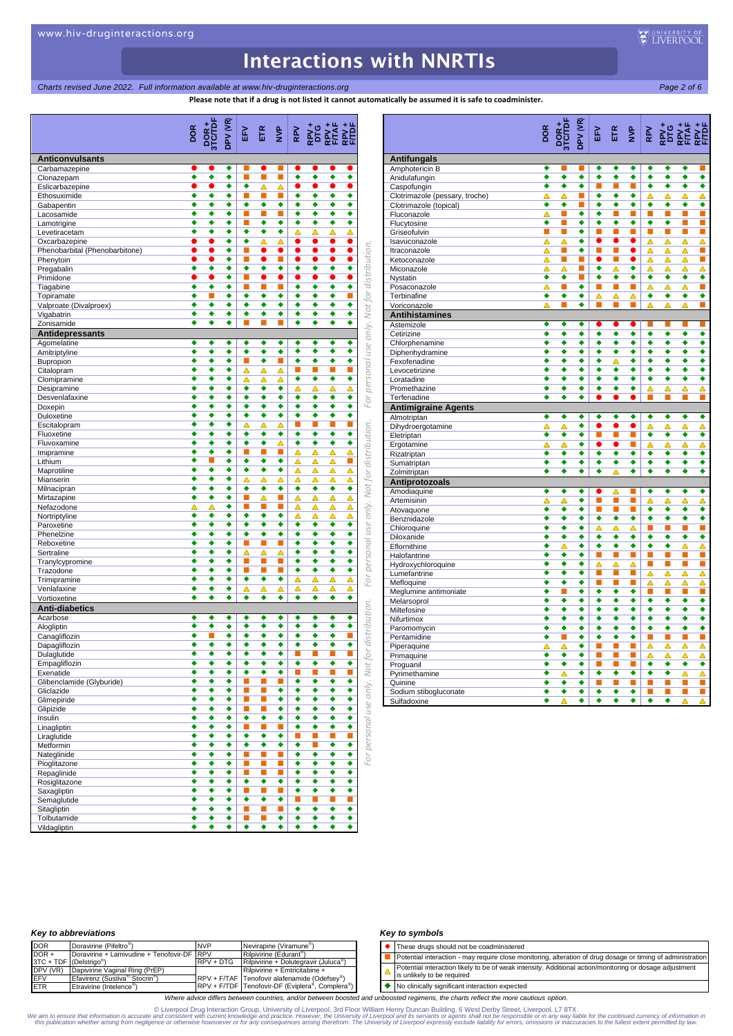# Interactions with NNRTIs

*Charts revised June 2022. Full information available at www.hiv-druginteractions.org*

**Please note that if a drug is not listed it cannot automatically be assumed it is safe to coadminister.**

| | DOR | DOR + 3TC/TDF | DPV (VR) | EFV | ETR | NVP | RPV | RPV + DTG | RPV + F/TAF | RPV + F/TDF |
|---|---|---|---|---|---|---|---|---|---|---|
| **Anticonvulsants** | | | | | | | | | | |
| Carbamazepine | ● | ● | ◆ | ■ | ● | ■ | ● | ● | ● | ● |
| Clonazepam | ◆ | ◆ | ◆ | ■ | ■ | ■ | ◆ | ◆ | ◆ | ◆ |
| Eslicarbazepine | ● | ● | ◆ | ◆ | △ | △ | ● | ● | ● | ● |
| Ethosuximide | ◆ | ◆ | ◆ | ■ | ■ | ■ | ◆ | ◆ | ◆ | ◆ |
| Gabapentin | ◆ | ◆ | ◆ | ◆ | ◆ | ◆ | ◆ | ◆ | ◆ | ◆ |
| Lacosamide | ◆ | ◆ | ◆ | ■ | ■ | ◆ | ◆ | ◆ | ◆ | ◆ |
| Lamotrigine | ◆ | ◆ | ◆ | ■ | ◆ | ◆ | ◆ | ◆ | ◆ | ◆ |
| Levetiracetam | ◆ | ◆ | ◆ | ◆ | ◆ | ◆ | △ | △ | △ | △ |
| Oxcarbazepine | ● | ● | ◆ | ◆ | △ | △ | ● | ● | ● | ● |
| Phenobarbital (Phenobarbitone) | ● | ● | ◆ | ■ | ● | ● | ● | ● | ● | ● |
| Phenytoin | ● | ● | ◆ | ■ | ● | ■ | ● | ● | ● | ● |
| Pregabalin | ◆ | ◆ | ◆ | ◆ | ◆ | ◆ | ◆ | ◆ | ◆ | ◆ |
| Primidone | ● | ● | ◆ | ■ | ● | ● | ● | ● | ● | ● |
| Tiagabine | ◆ | ◆ | ◆ | ■ | ■ | ■ | ◆ | ◆ | ◆ | ◆ |
| Topiramate | ◆ | ■ | ◆ | ◆ | ◆ | ◆ | ◆ | ◆ | ◆ | ■ |
| Valproate (Divalproex) | ◆ | ◆ | ◆ | ◆ | ◆ | ◆ | ◆ | ◆ | ◆ | ◆ |
| Vigabatrin | ◆ | ◆ | ◆ | ◆ | ◆ | ◆ | ◆ | ◆ | ◆ | ◆ |
| Zonisamide | ◆ | ◆ | ◆ | ■ | ■ | ■ | ◆ | ◆ | ◆ | ◆ |
| **Antidepressants** | | | | | | | | | | |
| Agomelatine | ◆ | ◆ | ◆ | ◆ | ◆ | ◆ | ◆ | ◆ | ◆ | ◆ |
| Amitriptyline | ◆ | ◆ | ◆ | ◆ | ◆ | ◆ | ◆ | ◆ | ◆ | ◆ |
| Bupropion | ◆ | ◆ | ◆ | ■ | ◆ | ■ | ◆ | ◆ | ◆ | ◆ |
| Citalopram | ◆ | ◆ | ◆ | △ | △ | △ | ■ | ■ | ■ | ■ |
| Clomipramine | ◆ | ◆ | ◆ | △ | △ | △ | ◆ | ◆ | ◆ | ◆ |
| Desipramine | ◆ | ◆ | ◆ | ◆ | ◆ | ◆ | △ | △ | △ | △ |
| Desvenlafaxine | ◆ | ◆ | ◆ | ◆ | ◆ | ◆ | ◆ | ◆ | ◆ | ◆ |
| Doxepin | ◆ | ◆ | ◆ | ◆ | ◆ | ◆ | ◆ | ◆ | ◆ | ◆ |
| Duloxetine | ◆ | ◆ | ◆ | ◆ | ◆ | ◆ | ◆ | ◆ | ◆ | ◆ |
| Escitalopram | ◆ | ◆ | ◆ | △ | △ | △ | ■ | ■ | ■ | ■ |
| Fluoxetine | ◆ | ◆ | ◆ | ◆ | ◆ | ◆ | ◆ | ◆ | ◆ | ◆ |
| Fluvoxamine | ◆ | ◆ | ◆ | ◆ | ◆ | △ | ◆ | ◆ | ◆ | ◆ |
| Imipramine | ◆ | ◆ | ◆ | ■ | ■ | ■ | △ | △ | △ | △ |
| Lithium | ◆ | ■ | ◆ | ◆ | ◆ | ◆ | △ | △ | △ | ■ |
| Maprotiline | ◆ | ◆ | ◆ | ◆ | ◆ | ◆ | △ | △ | △ | △ |
| Mianserin | ◆ | ◆ | ◆ | △ | △ | △ | △ | △ | △ | △ |
| Milnacipran | ◆ | ◆ | ◆ | ◆ | ◆ | ◆ | ◆ | ◆ | ◆ | ◆ |
| Mirtazapine | ◆ | ◆ | ◆ | ■ | △ | ■ | △ | △ | △ | △ |
| Nefazodone | △ | △ | ◆ | ■ | ■ | ■ | △ | △ | △ | △ |
| Nortriptyline | ◆ | ◆ | ◆ | ◆ | ◆ | ◆ | △ | △ | △ | △ |
| Paroxetine | ◆ | ◆ | ◆ | ◆ | ◆ | ◆ | ◆ | ◆ | ◆ | ◆ |
| Phenelzine | ◆ | ◆ | ◆ | ◆ | ◆ | ◆ | ◆ | ◆ | ◆ | ◆ |
| Reboxetine | ◆ | ◆ | ◆ | ■ | ■ | ■ | ◆ | ◆ | ◆ | ◆ |
| Sertraline | ◆ | ◆ | ◆ | △ | △ | △ | ◆ | ◆ | ◆ | ◆ |
| Tranylcypromine | ◆ | ◆ | ◆ | ■ | ■ | ■ | ◆ | ◆ | ◆ | ◆ |
| Trazodone | ◆ | ◆ | ◆ | ■ | ■ | ■ | ◆ | ◆ | ◆ | ◆ |
| Trimipramine | ◆ | ◆ | ◆ | ◆ | ◆ | ◆ | △ | △ | △ | △ |
| Venlafaxine | ◆ | ◆ | ◆ | △ | △ | △ | △ | △ | △ | △ |
| Vortioxetine | ◆ | ◆ | ◆ | ◆ | ◆ | ◆ | ◆ | ◆ | ◆ | ◆ |
| **Anti-diabetics** | | | | | | | | | | |
| Acarbose | ◆ | ◆ | ◆ | ◆ | ◆ | ◆ | ◆ | ◆ | ◆ | ◆ |
| Alogliptin | ◆ | ◆ | ◆ | ◆ | ◆ | ◆ | ◆ | ◆ | ◆ | ◆ |
| Canagliflozin | ◆ | ■ | ◆ | ◆ | ◆ | ◆ | ◆ | ◆ | ◆ | ■ |
| Dapagliflozin | ◆ | ◆ | ◆ | ◆ | ◆ | ◆ | ◆ | ◆ | ◆ | ◆ |
| Dulaglutide | ◆ | ◆ | ◆ | ◆ | ◆ | ◆ | ■ | ■ | ■ | ■ |
| Empagliflozin | ◆ | ◆ | ◆ | ◆ | ◆ | ◆ | ◆ | ◆ | ◆ | ◆ |
| Exenatide | ◆ | ◆ | ◆ | ◆ | ◆ | ◆ | ■ | ■ | ■ | ■ |
| Glibenclamide (Glyburide) | ◆ | ◆ | ◆ | ■ | ■ | ■ | ◆ | ◆ | ◆ | ◆ |
| Gliclazide | ◆ | ◆ | ◆ | ■ | ■ | ◆ | ◆ | ◆ | ◆ | ◆ |
| Glimepiride | ◆ | ◆ | ◆ | ■ | ■ | ◆ | ◆ | ◆ | ◆ | ◆ |
| Glipizide | ◆ | ◆ | ◆ | ■ | ■ | ◆ | ◆ | ◆ | ◆ | ◆ |
| Insulin | ◆ | ◆ | ◆ | ◆ | ◆ | ◆ | ◆ | ◆ | ◆ | ◆ |
| Linagliptin | ◆ | ◆ | ◆ | ■ | ■ | ■ | ◆ | ◆ | ◆ | ◆ |
| Liraglutide | ◆ | ◆ | ◆ | ◆ | ◆ | ◆ | ■ | ■ | ■ | ■ |
| Metformin | ◆ | ◆ | ◆ | ◆ | ◆ | ◆ | ◆ | ■ | ◆ | ◆ |
| Nateglinide | ◆ | ◆ | ◆ | ■ | ■ | ■ | ◆ | ◆ | ◆ | ◆ |
| Pioglitazone | ◆ | ◆ | ◆ | ■ | ■ | ■ | ◆ | ◆ | ◆ | ◆ |
| Repaglinide | ◆ | ◆ | ◆ | ■ | ■ | ■ | ◆ | ◆ | ◆ | ◆ |
| Rosiglitazone | ◆ | ◆ | ◆ | ◆ | ◆ | ◆ | ◆ | ◆ | ◆ | ◆ |
| Saxagliptin | ◆ | ◆ | ◆ | ■ | ■ | ■ | ◆ | ◆ | ◆ | ◆ |
| Semaglutide | ◆ | ◆ | ◆ | ◆ | ◆ | ◆ | ■ | ■ | ■ | ■ |
| Sitagliptin | ◆ | ◆ | ◆ | ■ | ■ | ■ | ◆ | ◆ | ◆ | ◆ |
| Tolbutamide | ◆ | ◆ | ◆ | ■ | ■ | ◆ | ◆ | ◆ | ◆ | ◆ |
| Vildagliptin | ◆ | ◆ | ◆ | ◆ | ◆ | ◆ | ◆ | ◆ | ◆ | ◆ |

| | DOR | DOR + 3TC/TDF | DPV (VR) | EFV | ETR | NVP | RPV | RPV + DTG | RPV + F/TAF | RPV + F/TDF |
|---|---|---|---|---|---|---|---|---|---|---|
| **Antifungals** | | | | | | | | | | |
| Amphotericin B | ◆ | ■ | ■ | ◆ | ◆ | ◆ | ◆ | ◆ | ◆ | ■ |
| Anidulafungin | ◆ | ◆ | ◆ | ◆ | ◆ | ◆ | ◆ | ◆ | ◆ | ◆ |
| Caspofungin | ◆ | ◆ | ◆ | ■ | ■ | ■ | ◆ | ◆ | ◆ | ◆ |
| Clotrimazole (pessary, troche) | △ | △ | ■ | ◆ | ◆ | ◆ | △ | △ | △ | △ |
| Clotrimazole (topical) | ◆ | ◆ | ■ | ◆ | ◆ | ◆ | ◆ | ◆ | ◆ | ◆ |
| Fluconazole | △ | ■ | ◆ | ◆ | ■ | ■ | ■ | ■ | ■ | ■ |
| Flucytosine | ◆ | ■ | ◆ | ◆ | ◆ | ◆ | ◆ | ◆ | ■ | ■ |
| Griseofulvin | ■ | ■ | ◆ | ■ | ■ | ■ | ■ | ■ | ■ | ■ |
| Isavuconazole | △ | △ | ◆ | ■ | ■ | ● | △ | △ | △ | △ |
| Itraconazole | △ | ■ | ◆ | ■ | ■ | ■ | △ | △ | △ | ■ |
| Ketoconazole | △ | ■ | ◆ | ■ | ■ | ● | △ | △ | △ | ■ |
| Miconazole | △ | △ | ■ | ◆ | △ | ◆ | △ | △ | △ | △ |
| Nystatin | ◆ | ◆ | ■ | ◆ | ◆ | ◆ | ◆ | ◆ | ◆ | ◆ |
| Posaconazole | △ | ■ | ◆ | ■ | ■ | ■ | △ | △ | △ | ■ |
| Terbinafine | ◆ | ◆ | ◆ | △ | △ | △ | ◆ | ◆ | ◆ | ◆ |
| Voriconazole | △ | ■ | ◆ | ■ | ■ | ■ | △ | △ | △ | ■ |
| **Antihistamines** | | | | | | | | | | |
| Astemizole | ◆ | ◆ | ◆ | ● | ● | ● | ■ | ■ | ■ | ■ |
| Cetirizine | ◆ | ◆ | ◆ | ◆ | ◆ | ◆ | ◆ | ◆ | ◆ | ◆ |
| Chlorphenamine | ◆ | ◆ | ◆ | ◆ | ◆ | ◆ | ◆ | ◆ | ◆ | ◆ |
| Diphenhydramine | ◆ | ◆ | ◆ | ◆ | ◆ | ◆ | ◆ | ◆ | ◆ | ◆ |
| Fexofenadine | ◆ | ◆ | ◆ | ◆ | △ | ◆ | ◆ | ◆ | ◆ | ◆ |
| Levocetirizine | ◆ | ◆ | ◆ | ◆ | ◆ | ◆ | ◆ | ◆ | ◆ | ◆ |
| Loratadine | ◆ | ◆ | ◆ | ◆ | ◆ | ◆ | ◆ | ◆ | ◆ | ◆ |
| Promethazine | ◆ | ◆ | ◆ | ◆ | ◆ | ◆ | △ | △ | △ | △ |
| Terfenadine | ◆ | ◆ | ◆ | ● | ● | ● | ■ | ■ | ■ | ■ |
| **Antimigraine Agents** | | | | | | | | | | |
| Almotriptan | ◆ | ◆ | ◆ | ◆ | ◆ | ◆ | ◆ | ◆ | ◆ | ◆ |
| Dihydroergotamine | △ | △ | ◆ | ● | ● | ● | △ | △ | △ | △ |
| Eletriptan | ◆ | ◆ | ◆ | ■ | ■ | ■ | ◆ | ◆ | ◆ | ◆ |
| Ergotamine | △ | △ | ◆ | ● | ● | ■ | △ | △ | △ | △ |
| Rizatriptan | ◆ | ◆ | ◆ | ◆ | ◆ | ◆ | ◆ | ◆ | ◆ | ◆ |
| Sumatriptan | ◆ | ◆ | ◆ | ◆ | ◆ | ◆ | ◆ | ◆ | ◆ | ◆ |
| Zolmitriptan | ◆ | ◆ | ◆ | ◆ | △ | ◆ | ◆ | ◆ | ◆ | ◆ |
| **Antiprotozoals** | | | | | | | | | | |
| Amodiaquine | ◆ | ◆ | ◆ | ● | △ | ■ | ◆ | ◆ | ◆ | ◆ |
| Artemisinin | △ | △ | ◆ | ■ | ■ | ■ | △ | △ | △ | △ |
| Atovaquone | ◆ | ◆ | ◆ | ■ | ■ | ■ | ◆ | ◆ | ◆ | ◆ |
| Benznidazole | ◆ | ◆ | ◆ | ◆ | ◆ | ◆ | ◆ | ◆ | ◆ | ◆ |
| Chloroquine | ◆ | ◆ | ◆ | △ | △ | △ | ■ | ■ | ■ | ■ |
| Diloxanide | ◆ | ◆ | ◆ | ◆ | ◆ | ◆ | ◆ | ◆ | ◆ | ◆ |
| Eflornithine | ◆ | △ | ◆ | ◆ | ◆ | ◆ | ◆ | ◆ | △ | △ |
| Halofantrine | ◆ | ◆ | ◆ | ■ | ■ | ■ | ■ | ■ | ■ | ■ |
| Hydroxychloroquine | ◆ | ◆ | ◆ | △ | △ | △ | ■ | ■ | ■ | ■ |
| Lumefantrine | ◆ | ◆ | ◆ | ■ | ■ | ■ | △ | △ | △ | △ |
| Mefloquine | ◆ | ◆ | ◆ | ■ | ■ | ◆ | △ | △ | △ | △ |
| Meglumine antimoniate | ◆ | ■ | ◆ | ◆ | ◆ | ◆ | ■ | ■ | ■ | ■ |
| Melarsoprol | ◆ | ◆ | ◆ | ◆ | ◆ | ◆ | ◆ | ◆ | ◆ | ◆ |
| Miltefosine | ◆ | ◆ | ◆ | ◆ | ◆ | ◆ | ◆ | ◆ | ◆ | ◆ |
| Nifurtimox | ◆ | ◆ | ◆ | ◆ | ◆ | ◆ | ◆ | ◆ | ◆ | ◆ |
| Paromomycin | ◆ | ◆ | ◆ | ◆ | ◆ | ◆ | ◆ | ◆ | ◆ | ◆ |
| Pentamidine | ◆ | ■ | ◆ | ◆ | ◆ | ◆ | ■ | ■ | ■ | ■ |
| Piperaquine | △ | △ | ◆ | ■ | ■ | ■ | △ | △ | △ | △ |
| Primaquine | ◆ | ◆ | ◆ | ■ | ■ | ■ | △ | △ | △ | △ |
| Proguanil | ◆ | ◆ | ◆ | ■ | ■ | ◆ | ◆ | ◆ | ◆ | ◆ |
| Pyrimethamine | ◆ | △ | ◆ | ◆ | ◆ | ◆ | ◆ | ◆ | △ | △ |
| Quinine | ◆ | ◆ | ◆ | ■ | ■ | ■ | ■ | ■ | ■ | ■ |
| Sodium stibogluconate | ◆ | ◆ | ◆ | ◆ | ◆ | ◆ | ■ | ■ | ■ | ■ |
| Sulfadoxine | ◆ | △ | ◆ | ◆ | ◆ | ◆ | ◆ | ◆ | △ | △ |

### *Key to abbreviations*

| | | | |
|---|---|---|---|
| DOR | Doravirine (Pifeltro®) | NVP | Nevirapine (Viramune®) |
| DOR + 3TC + TDF | Doravirine + Lamivudine + Tenofovir-DF (Delstrigo®) | RPV | Rilpivirine (Edurant®) |
| DPV (VR) | Dapivirine Vaginal Ring (PrEP) | RPV + DTG | Rilpivirine + Dolutegravir (Juluca®) |
| EFV | Efavirenz (Sustiva®, Stocrin®) | RPV + F/TAF | Rilpivirine + Emtricitabine + Tenofovir alafenamide (Odefsey®) |
| ETR | Etravirine (Intelence®) | RPV + F/TDF | Rilpivirine + Emtricitabine + Tenofovir-DF (Eviplera®, Complera®) |

### *Key to symbols*

| | |
|---|---|
| ● | These drugs should not be coadministered |
| ■ | Potential interaction - may require close monitoring, alteration of drug dosage or timing of administration |
| △ | Potential interaction likely to be of weak intensity. Additional action/monitoring or dosage adjustment is unlikely to be required |
| ◆ | No clinically significant interaction expected |

*Where advice differs between countries, and/or between boosted and unboosted regimens, the charts reflect the more cautious option.*

© Liverpool Drug Interaction Group, University of Liverpool, 3rd Floor William Henry Duncan Building, 6 West Derby Street, Liverpool, L7 8TX.
We aim to ensure that information is accurate and consistent with current knowledge and practice. However, the University of Liverpool and its servants or agents shall not be responsible or in any way liable for the continued currency of information in this publication whether arising from negligence or otherwise howsoever or for any consequences arising therefrom. The University of Liverpool expressly exclude liability for errors, omissions or inaccuracies to the fullest extent permitted by law.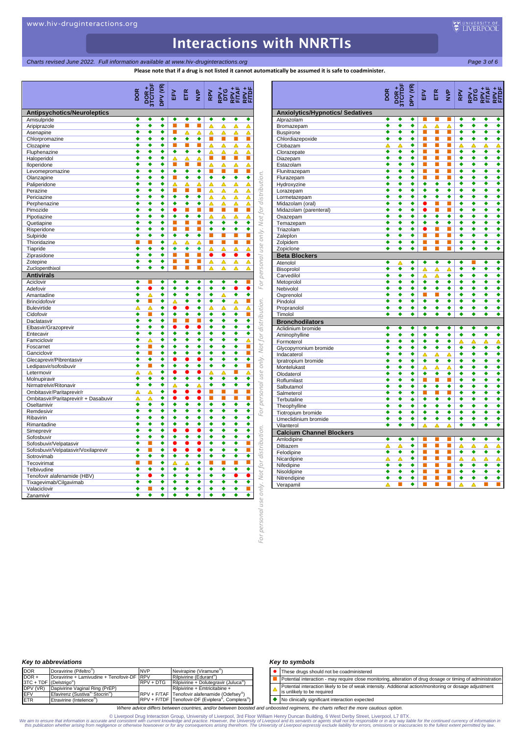# Interactions with NNRTIs

*Charts revised June 2022. Full information available at www.hiv-druginteractions.org*

**Please note that if a drug is not listed it cannot automatically be assumed it is safe to coadminister.**

| | DOR | DOR + 3TC/TDF | DPV (VR) | EFV | ETR | NVP | RPV | RPV + DTG | RPV + F/TAF | RPV + F/TDF |
|---|---|---|---|---|---|---|---|---|---|---|
| **Antipsychotics/Neuroleptics** | | | | | | | | | | |
| Amisulpride | ◆ | ◆ | ◆ | ◆ | ◆ | ◆ | ◆ | ◆ | ◆ | ◆ |
| Aripiprazole | ◆ | ◆ | ◆ | ■ | ■ | ■ | △ | △ | △ | △ |
| Asenapine | ◆ | ◆ | ◆ | ■ | △ | △ | △ | △ | △ | △ |
| Chlorpromazine | ◆ | ◆ | ◆ | ◆ | ◆ | ◆ | ■ | ■ | ■ | ■ |
| Clozapine | ◆ | ◆ | ◆ | ■ | ■ | ■ | △ | △ | △ | △ |
| Fluphenazine | ◆ | ◆ | ◆ | ◆ | ◆ | ◆ | △ | △ | △ | △ |
| Haloperidol | ◆ | ◆ | ◆ | △ | △ | △ | ■ | ■ | ■ | ■ |
| Iloperidone | ◆ | ◆ | ◆ | ■ | ■ | ■ | △ | △ | △ | △ |
| Levomepromazine | ◆ | ◆ | ◆ | ◆ | ◆ | ◆ | ■ | ■ | ■ | ■ |
| Olanzapine | ◆ | ◆ | ◆ | ■ | ◆ | ◆ | ◆ | ◆ | ◆ | ◆ |
| Paliperidone | ◆ | ◆ | ◆ | △ | △ | △ | △ | △ | △ | △ |
| Perazine | ◆ | ◆ | ◆ | ■ | ■ | ■ | △ | △ | △ | △ |
| Periciazine | ◆ | ◆ | ◆ | ◆ | ◆ | ◆ | △ | △ | △ | △ |
| Perphenazine | ◆ | ◆ | ◆ | ◆ | ◆ | ◆ | △ | △ | △ | △ |
| Pimozide | ◆ | ◆ | ◆ | ● | ■ | ■ | ■ | ■ | ■ | ■ |
| Pipotiazine | ◆ | ◆ | ◆ | ◆ | ◆ | ◆ | △ | △ | △ | △ |
| Quetiapine | ◆ | ◆ | ◆ | ■ | ■ | ■ | ◆ | ◆ | ◆ | ◆ |
| Risperidone | ◆ | ◆ | ◆ | ■ | ■ | ■ | ◆ | ◆ | ◆ | ◆ |
| Sulpiride | ◆ | ◆ | ◆ | ◆ | ◆ | ◆ | ■ | ■ | ■ | ■ |
| Thioridazine | ■ | ■ | ◆ | △ | △ | △ | ■ | ■ | ■ | ■ |
| Tiapride | ◆ | ◆ | ◆ | ◆ | ◆ | ◆ | △ | △ | △ | △ |
| Ziprasidone | ◆ | ◆ | ◆ | ■ | ■ | ■ | ● | ● | ● | ● |
| Zotepine | ◆ | ◆ | ◆ | ■ | ■ | ■ | △ | △ | △ | △ |
| Zuclopenthixol | ◆ | ◆ | ◆ | ■ | ■ | ■ | △ | △ | △ | △ |
| **Antivirals** | | | | | | | | | | |
| Aciclovir | ◆ | ■ | ◆ | ◆ | ◆ | ◆ | ◆ | ◆ | ◆ | ■ |
| Adefovir | ◆ | ● | ◆ | ◆ | ◆ | ◆ | ◆ | ◆ | ● | ● |
| Amantadine | ◆ | △ | ◆ | ◆ | ◆ | ◆ | ◆ | △ | ◆ | ◆ |
| Brincidofovir | ◆ | ■ | ◆ | △ | ◆ | ◆ | ◆ | ◆ | △ | ■ |
| Bulevirtide | △ | △ | ◆ | ● | ● | ◆ | △ | △ | △ | △ |
| Cidofovir | ◆ | ■ | ◆ | ◆ | ◆ | ◆ | ◆ | ◆ | ◆ | ■ |
| Daclatasvir | ◆ | ◆ | ◆ | ■ | ■ | ■ | ◆ | ◆ | ◆ | ◆ |
| Elbasvir/Grazoprevir | ◆ | ◆ | ◆ | ● | ● | ● | ◆ | ◆ | ◆ | ◆ |
| Entecavir | ◆ | ◆ | ◆ | ◆ | ◆ | ◆ | ◆ | ◆ | ◆ | ◆ |
| Famciclovir | ◆ | △ | ◆ | ◆ | ◆ | ◆ | ◆ | ◆ | ◆ | △ |
| Foscarnet | ◆ | ■ | ◆ | ◆ | ◆ | ◆ | ◆ | ◆ | ◆ | ■ |
| Ganciclovir | ◆ | ■ | ◆ | ◆ | ◆ | ◆ | ◆ | ◆ | ◆ | ■ |
| Glecaprevir/Pibrentasvir | ◆ | ◆ | ◆ | ● | ● | ● | ◆ | ◆ | ◆ | ◆ |
| Ledipasvir/sofosbuvir | ◆ | ■ | ◆ | ◆ | ◆ | ◆ | ◆ | ◆ | ◆ | ■ |
| Letermovir | △ | △ | ◆ | ● | ● | ● | △ | △ | ■ | △ |
| Molnupiravir | ◆ | ◆ | ◆ | ◆ | ◆ | ◆ | ◆ | ◆ | ◆ | ◆ |
| Nirmatrelvir/Ritonavir | ◆ | ◆ | ◆ | △ | ◆ | △ | ◆ | ◆ | ◆ | ◆ |
| Ombitasvir/Paritaprevir/r | △ | △ | ◆ | ● | ● | ● | ■ | ■ | ■ | ■ |
| Ombitasvir/Paritaprevir/r + Dasabuvir | △ | △ | ◆ | ● | ● | ● | ■ | ■ | ■ | ■ |
| Oseltamivir | ◆ | ◆ | ◆ | ◆ | ◆ | ◆ | ◆ | ◆ | ◆ | ◆ |
| Remdesivir | ◆ | ◆ | ◆ | ◆ | ◆ | ◆ | ◆ | ◆ | ◆ | ◆ |
| Ribavirin | ◆ | ◆ | ◆ | ◆ | ◆ | ◆ | ◆ | ◆ | ◆ | ◆ |
| Rimantadine | ◆ | ◆ | ◆ | ◆ | ◆ | ◆ | ◆ | ◆ | ◆ | ◆ |
| Simeprevir | ◆ | ◆ | ◆ | ● | ● | ● | ◆ | ◆ | ◆ | ◆ |
| Sofosbuvir | ◆ | ◆ | ◆ | ◆ | ◆ | ◆ | ◆ | ◆ | ◆ | ◆ |
| Sofosbuvir/Velpatasvir | ◆ | ■ | ◆ | ● | ● | ● | ◆ | ◆ | ◆ | ■ |
| Sofosbuvir/Velpatasvir/Voxilaprevir | ◆ | ■ | ◆ | ● | ● | ● | ◆ | ◆ | ◆ | ■ |
| Sotrovimab | ◆ | ◆ | ◆ | ◆ | ◆ | ◆ | ◆ | ◆ | ◆ | ◆ |
| Tecovirimat | ■ | ■ | ◆ | △ | △ | ◆ | ■ | ■ | ■ | ■ |
| Telbivudine | ◆ | ◆ | ◆ | ◆ | ◆ | ◆ | ◆ | ◆ | ◆ | ◆ |
| Tenofovir alafenamide (HBV) | ◆ | ● | ◆ | ◆ | ◆ | ◆ | ◆ | ◆ | ● | ● |
| Tixagevimab/Cilgavimab | ◆ | ◆ | ◆ | ◆ | ◆ | ◆ | ◆ | ◆ | ◆ | ◆ |
| Valaciclovir | ◆ | ■ | ◆ | ◆ | ◆ | ◆ | ◆ | ◆ | ◆ | ■ |
| Zanamivir | ◆ | ◆ | ◆ | ◆ | ◆ | ◆ | ◆ | ◆ | ◆ | ◆ |

| | DOR | DOR + 3TC/TDF | DPV (VR) | EFV | ETR | NVP | RPV | RPV + DTG | RPV + F/TAF | RPV + F/TDF |
|---|---|---|---|---|---|---|---|---|---|---|
| **Anxiolytics/Hypnotics/ Sedatives** | | | | | | | | | | |
| Alprazolam | ◆ | ◆ | ◆ | ■ | ■ | ■ | ◆ | ◆ | ◆ | ◆ |
| Bromazepam | ◆ | ◆ | ◆ | △ | △ | △ | ◆ | ◆ | ◆ | ◆ |
| Buspirone | ◆ | ◆ | ◆ | ■ | ■ | ■ | ◆ | ◆ | ◆ | ◆ |
| Chlordiazepoxide | ◆ | ◆ | ◆ | ■ | ■ | ■ | ◆ | ◆ | ◆ | ◆ |
| Clobazam | △ | △ | ◆ | ■ | ■ | ■ | △ | △ | △ | △ |
| Clorazepate | ◆ | ◆ | ◆ | ■ | ■ | ■ | ◆ | ◆ | ◆ | ◆ |
| Diazepam | ◆ | ◆ | ◆ | ■ | ■ | ■ | ◆ | ◆ | ◆ | ◆ |
| Estazolam | ◆ | ◆ | ◆ | ■ | ■ | ■ | ◆ | ◆ | ◆ | ◆ |
| Flunitrazepam | ◆ | ◆ | ◆ | ■ | ■ | ■ | ◆ | ◆ | ◆ | ◆ |
| Flurazepam | ◆ | ◆ | ◆ | ■ | ■ | ■ | ◆ | ◆ | ◆ | ◆ |
| Hydroxyzine | ◆ | ◆ | ◆ | ◆ | ◆ | ◆ | ◆ | ◆ | ◆ | ◆ |
| Lorazepam | ◆ | ◆ | ◆ | ◆ | ◆ | ◆ | ◆ | ◆ | ◆ | ◆ |
| Lormetazepam | ◆ | ◆ | ◆ | ◆ | ◆ | ◆ | ◆ | ◆ | ◆ | ◆ |
| Midazolam (oral) | ◆ | ◆ | ◆ | ● | ■ | ■ | ◆ | ◆ | ◆ | ◆ |
| Midazolam (parenteral) | ◆ | ◆ | ◆ | ● | ■ | ■ | ◆ | ◆ | ◆ | ◆ |
| Oxazepam | ◆ | ◆ | ◆ | ◆ | ◆ | ◆ | ◆ | ◆ | ◆ | ◆ |
| Temazepam | ◆ | ◆ | ◆ | ◆ | ◆ | ◆ | ◆ | ◆ | ◆ | ◆ |
| Triazolam | ◆ | ◆ | ◆ | ● | ■ | ■ | ◆ | ◆ | ◆ | ◆ |
| Zaleplon | ◆ | ◆ | ◆ | ■ | ■ | ■ | ◆ | ◆ | ◆ | ◆ |
| Zolpidem | ◆ | ◆ | ◆ | ■ | ■ | ■ | ◆ | ◆ | ◆ | ◆ |
| Zopiclone | ◆ | ◆ | ◆ | ■ | ■ | ■ | ◆ | ◆ | ◆ | ◆ |
| **Beta Blockers** | | | | | | | | | | |
| Atenolol | ◆ | △ | ◆ | ◆ | ◆ | ◆ | ◆ | ■ | ◆ | ◆ |
| Bisoprolol | ◆ | ◆ | ◆ | △ | △ | △ | ◆ | ◆ | ◆ | ◆ |
| Carvedilol | ◆ | ◆ | ◆ | △ | △ | ◆ | ◆ | ◆ | ◆ | ◆ |
| Metoprolol | ◆ | ◆ | ◆ | ◆ | ◆ | ◆ | ◆ | ◆ | ◆ | ◆ |
| Nebivolol | ◆ | ◆ | ◆ | ◆ | ◆ | ◆ | ◆ | ◆ | ◆ | ◆ |
| Oxprenolol | ◆ | ◆ | ◆ | ■ | ■ | ◆ | ◆ | ◆ | ◆ | ◆ |
| Pindolol | ◆ | ◆ | ◆ | ◆ | ◆ | ◆ | ◆ | ◆ | ◆ | ◆ |
| Propranolol | ◆ | ◆ | ◆ | ◆ | ◆ | ◆ | ◆ | ◆ | ◆ | ◆ |
| Timolol | ◆ | ◆ | ◆ | ◆ | ◆ | ◆ | ◆ | ◆ | ◆ | ◆ |
| **Bronchodilators** | | | | | | | | | | |
| Aclidinium bromide | ◆ | ◆ | ◆ | ◆ | ◆ | ◆ | ◆ | ◆ | ◆ | ◆ |
| Aminophylline | ◆ | ◆ | ◆ | ◆ | ◆ | ◆ | ◆ | ◆ | ◆ | ◆ |
| Formoterol | ◆ | ◆ | ◆ | ◆ | ◆ | ◆ | △ | △ | △ | △ |
| Glycopyrronium bromide | ◆ | ◆ | ◆ | ◆ | ◆ | ◆ | ◆ | ◆ | ◆ | ◆ |
| Indacaterol | ◆ | ◆ | ◆ | △ | △ | △ | ◆ | ◆ | ◆ | ◆ |
| Ipratropium bromide | ◆ | ◆ | ◆ | ◆ | ◆ | ◆ | ◆ | ◆ | ◆ | ◆ |
| Montelukast | ◆ | ◆ | ◆ | △ | △ | △ | ◆ | ◆ | ◆ | ◆ |
| Olodaterol | ◆ | ◆ | ◆ | ◆ | ◆ | ◆ | ◆ | ◆ | ◆ | ◆ |
| Roflumilast | ◆ | ◆ | ◆ | ■ | ■ | ■ | ◆ | ◆ | ◆ | ◆ |
| Salbutamol | ◆ | ◆ | ◆ | ◆ | ◆ | ◆ | ◆ | ◆ | ◆ | ◆ |
| Salmeterol | ◆ | ◆ | ◆ | ■ | ■ | ■ | ◆ | ◆ | ◆ | ◆ |
| Terbutaline | ◆ | ◆ | ◆ | ◆ | ◆ | ◆ | ◆ | ◆ | ◆ | ◆ |
| Theophylline | ◆ | ◆ | ◆ | ◆ | ◆ | ◆ | ◆ | ◆ | ◆ | ◆ |
| Tiotropium bromide | ◆ | ◆ | ◆ | ◆ | ◆ | ◆ | ◆ | ◆ | ◆ | ◆ |
| Umeclidinium bromide | ◆ | ◆ | ◆ | ◆ | ◆ | ◆ | ◆ | ◆ | ◆ | ◆ |
| Vilanterol | ◆ | ◆ | ◆ | △ | △ | △ | ◆ | ◆ | ◆ | ◆ |
| **Calcium Channel Blockers** | | | | | | | | | | |
| Amlodipine | ◆ | ◆ | ◆ | ■ | ■ | ■ | ◆ | ◆ | ◆ | ◆ |
| Diltiazem | △ | △ | ◆ | ■ | ■ | ■ | △ | △ | △ | △ |
| Felodipine | ◆ | ◆ | ◆ | ■ | ■ | ■ | ◆ | ◆ | ◆ | ◆ |
| Nicardipine | △ | △ | ◆ | ■ | ■ | ■ | △ | △ | △ | △ |
| Nifedipine | ◆ | ◆ | ◆ | ■ | ■ | ■ | ◆ | ◆ | ◆ | ◆ |
| Nisoldipine | ◆ | ◆ | ◆ | ■ | ■ | ■ | ◆ | ◆ | ◆ | ◆ |
| Nitrendipine | ◆ | ◆ | ◆ | ■ | ■ | ■ | ◆ | ◆ | ◆ | ◆ |
| Verapamil | △ | ■ | ◆ | ■ | ■ | ■ | △ | △ | ■ | ■ |

### Key to abbreviations

| | | | |
|---|---|---|---|
| DOR | Doravirine (Pifeltro®) | NVP | Nevirapine (Viramune®) |
| DOR + 3TC + TDF | Doravirine + Lamivudine + Tenofovir-DF (Delstrigo®) | RPV | Rilpivirine (Edurant®) |
| DPV (VR) | Dapivirine Vaginal Ring (PrEP) | RPV + DTG | Rilpivirine + Dolutegravir (Juluca®) |
| EFV | Efavirenz (Sustiva® Stocrin®) | RPV + F/TAF | Rilpivirine + Emtricitabine + Tenofovir alafenamide (Odefsey®) |
| ETR | Etravirine (Intelence®) | RPV + F/TDF | Tenofovir-DF (Eviplera®, Complera®) |

### Key to symbols

| | |
|---|---|
| ● | These drugs should not be coadministered |
| ■ | Potential interaction - may require close monitoring, alteration of drug dosage or timing of administration |
| △ | Potential interaction likely to be of weak intensity. Additional action/monitoring or dosage adjustment is unlikely to be required |
| ◆ | No clinically significant interaction expected |

*Where advice differs between countries, and/or between boosted and unboosted regimens, the charts reflect the more cautious option.*

© Liverpool Drug Interaction Group, University of Liverpool, 3rd Floor William Henry Duncan Building, 6 West Derby Street, Liverpool, L7 8TX.

*We aim to ensure that information is accurate and consistent with current knowledge and practice. However, the University of Liverpool and its servants or agents shall not be responsible or in any way liable for the continued currency of information in this publication whether arising from negligence or otherwise howsoever or for any consequences arising therefrom. The University of Liverpool expressly exclude liability for errors, omissions or inaccuracies to the fullest extent permitted by law.*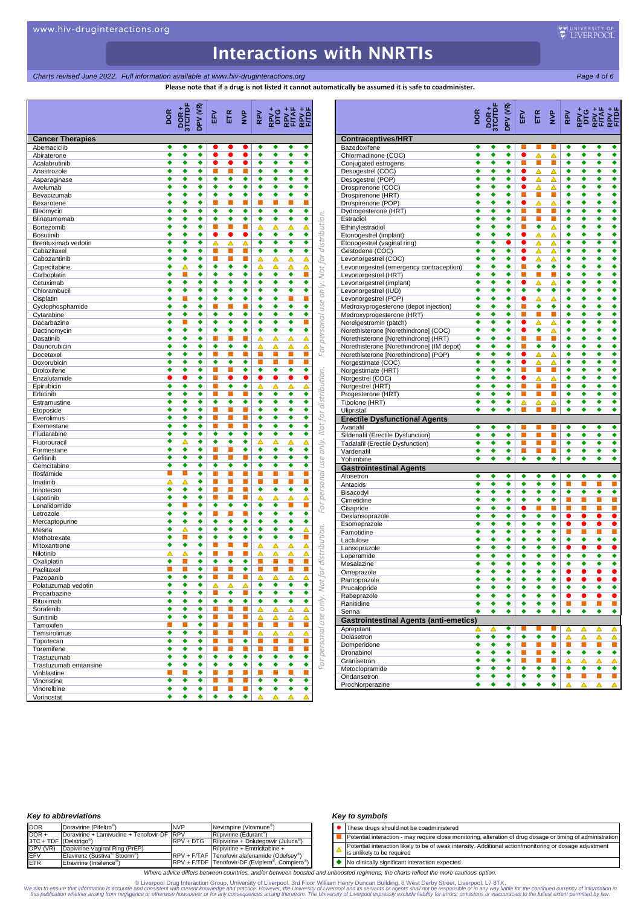# Interactions with NNRTIs

*Charts revised June 2022. Full information available at www.hiv-druginteractions.org*

**Please note that if a drug is not listed it cannot automatically be assumed it is safe to coadminister.**

| Cancer Therapies | DOR | DOR + 3TC/TDF | DPV (VR) | EFV | ETR | NVP | RPV | RPV + DTG | RPV + F/TAF | RPV + F/TDF |
|---|---|---|---|---|---|---|---|---|---|---|
| Abemaciclib | ◆ | ◆ | ◆ | ● | ● | ● | ◆ | ◆ | ◆ | ◆ |
| Abiraterone | ◆ | ◆ | ◆ | ● | ● | ● | ◆ | ◆ | ◆ | ◆ |
| Acalabrutinib | ◆ | ◆ | ◆ | ● | ● | ● | ◆ | ◆ | ◆ | ◆ |
| Anastrozole | ◆ | ◆ | ◆ | ■ | ■ | ■ | ◆ | ◆ | ◆ | ◆ |
| Asparaginase | ◆ | ◆ | ◆ | ◆ | ◆ | ◆ | ◆ | ◆ | ◆ | ◆ |
| Avelumab | ◆ | ◆ | ◆ | ◆ | ◆ | ◆ | ◆ | ◆ | ◆ | ◆ |
| Bevacizumab | ◆ | ◆ | ◆ | ◆ | ◆ | ◆ | ◆ | ◆ | ◆ | ◆ |
| Bexarotene | ◆ | ◆ | ◆ | ■ | ■ | ■ | ■ | ■ | ■ | ■ |
| Bleomycin | ◆ | ◆ | ◆ | ◆ | ◆ | ◆ | ◆ | ◆ | ◆ | ◆ |
| Blinatumomab | ◆ | ◆ | ◆ | ◆ | ◆ | ◆ | ◆ | ◆ | ◆ | ◆ |
| Bortezomib | ◆ | ◆ | ◆ | ■ | ■ | ■ | ▲ | ▲ | ▲ | ▲ |
| Bosutinib | ◆ | ◆ | ◆ | ● | ● | ● | ◆ | ◆ | ◆ | ◆ |
| Brentuximab vedotin | ◆ | ◆ | ◆ | ▲ | ▲ | ▲ | ◆ | ◆ | ◆ | ◆ |
| Cabazitaxel | ◆ | ◆ | ◆ | ■ | ■ | ■ | ◆ | ◆ | ◆ | ◆ |
| Cabozantinib | ◆ | ◆ | ◆ | ■ | ■ | ■ | ▲ | ▲ | ▲ | ▲ |
| Capecitabine | ◆ | ▲ | ◆ | ◆ | ◆ | ◆ | ▲ | ▲ | ▲ | ▲ |
| Carboplatin | ◆ | ■ | ◆ | ◆ | ◆ | ◆ | ◆ | ◆ | ◆ | ■ |
| Cetuximab | ◆ | ◆ | ◆ | ◆ | ◆ | ◆ | ◆ | ◆ | ◆ | ◆ |
| Chlorambucil | ◆ | ◆ | ◆ | ◆ | ◆ | ◆ | ◆ | ◆ | ◆ | ◆ |
| Cisplatin | ◆ | ■ | ◆ | ◆ | ◆ | ◆ | ◆ | ◆ | ■ | ■ |
| Cyclophosphamide | ◆ | ◆ | ◆ | ■ | ■ | ■ | ◆ | ◆ | ◆ | ◆ |
| Cytarabine | ◆ | ◆ | ◆ | ◆ | ◆ | ◆ | ◆ | ◆ | ◆ | ◆ |
| Dacarbazine | ◆ | ■ | ◆ | ◆ | ◆ | ◆ | ◆ | ◆ | ◆ | ■ |
| Dactinomycin | ◆ | ◆ | ◆ | ◆ | ◆ | ◆ | ◆ | ◆ | ◆ | ◆ |
| Dasatinib | ◆ | ◆ | ◆ | ■ | ■ | ■ | ▲ | ▲ | ▲ | ▲ |
| Daunorubicin | ◆ | ◆ | ◆ | ◆ | ◆ | ◆ | ▲ | ▲ | ▲ | ▲ |
| Docetaxel | ◆ | ◆ | ◆ | ■ | ■ | ■ | ■ | ■ | ■ | ■ |
| Doxorubicin | ◆ | ◆ | ◆ | ◆ | ◆ | ◆ | ■ | ■ | ■ | ■ |
| Droloxifene | ◆ | ◆ | ◆ | ■ | ■ | ◆ | ◆ | ◆ | ◆ | ◆ |
| Enzalutamide | ● | ● | ◆ | ■ | ● | ● | ● | ● | ● | ● |
| Epirubicin | ◆ | ◆ | ◆ | ■ | ◆ | ◆ | ▲ | ▲ | ▲ | ▲ |
| Erlotinib | ◆ | ◆ | ◆ | ■ | ■ | ■ | ◆ | ◆ | ◆ | ◆ |
| Estramustine | ◆ | ◆ | ◆ | ◆ | ◆ | ◆ | ◆ | ◆ | ◆ | ◆ |
| Etoposide | ◆ | ◆ | ◆ | ■ | ■ | ■ | ◆ | ◆ | ◆ | ◆ |
| Everolimus | ◆ | ◆ | ◆ | ■ | ■ | ■ | ■ | ■ | ■ | ■ |
| Exemestane | ◆ | ◆ | ◆ | ■ | ■ | ■ | ◆ | ◆ | ◆ | ◆ |
| Fludarabine | ◆ | ◆ | ◆ | ◆ | ◆ | ◆ | ◆ | ◆ | ◆ | ◆ |
| Fluorouracil | ◆ | ▲ | ◆ | ◆ | ◆ | ◆ | ▲ | ▲ | ▲ | ▲ |
| Formestane | ◆ | ◆ | ◆ | ■ | ■ | ◆ | ◆ | ◆ | ◆ | ◆ |
| Gefitinib | ◆ | ◆ | ◆ | ■ | ■ | ■ | ◆ | ◆ | ◆ | ◆ |
| Gemcitabine | ◆ | ◆ | ◆ | ◆ | ◆ | ◆ | ◆ | ◆ | ◆ | ◆ |
| Ifosfamide | ■ | ■ | ◆ | ■ | ■ | ■ | ■ | ■ | ■ | ■ |
| Imatinib | ▲ | ▲ | ◆ | ■ | ■ | ■ | ■ | ■ | ■ | ■ |
| Irinotecan | ◆ | ◆ | ◆ | ■ | ■ | ■ | ◆ | ◆ | ◆ | ◆ |
| Lapatinib | ◆ | ◆ | ◆ | ■ | ■ | ■ | ▲ | ▲ | ▲ | ▲ |
| Lenalidomide | ◆ | ■ | ◆ | ◆ | ◆ | ◆ | ◆ | ◆ | ■ | ■ |
| Letrozole | ◆ | ◆ | ◆ | ■ | ■ | ■ | ◆ | ◆ | ◆ | ◆ |
| Mercaptopurine | ◆ | ◆ | ◆ | ◆ | ◆ | ◆ | ◆ | ◆ | ◆ | ◆ |
| Mesna | ◆ | ▲ | ◆ | ◆ | ◆ | ◆ | ◆ | ◆ | ◆ | ▲ |
| Methotrexate | ◆ | ■ | ◆ | ◆ | ◆ | ◆ | ◆ | ◆ | ◆ | ■ |
| Mitoxantrone | ◆ | ◆ | ◆ | ■ | ■ | ■ | ▲ | ▲ | ▲ | ▲ |
| Nilotinib | ▲ | ▲ | ◆ | ■ | ■ | ■ | ▲ | ▲ | ▲ | ▲ |
| Oxaliplatin | ◆ | ■ | ◆ | ◆ | ◆ | ◆ | ■ | ■ | ■ | ■ |
| Paclitaxel | ■ | ■ | ◆ | ■ | ■ | ◆ | ■ | ■ | ■ | ■ |
| Pazopanib | ◆ | ◆ | ◆ | ■ | ■ | ■ | ▲ | ▲ | ▲ | ▲ |
| Polatuzumab vedotin | ◆ | ◆ | ◆ | ▲ | ▲ | ▲ | ◆ | ◆ | ◆ | ◆ |
| Procarbazine | ◆ | ◆ | ◆ | ■ | ◆ | ■ | ◆ | ◆ | ◆ | ◆ |
| Rituximab | ◆ | ◆ | ◆ | ◆ | ◆ | ◆ | ◆ | ◆ | ◆ | ◆ |
| Sorafenib | ◆ | ◆ | ◆ | ■ | ■ | ■ | ▲ | ▲ | ▲ | ▲ |
| Sunitinib | ◆ | ◆ | ◆ | ■ | ■ | ■ | ▲ | ▲ | ▲ | ▲ |
| Tamoxifen | ■ | ■ | ◆ | ■ | ■ | ■ | ■ | ■ | ■ | ■ |
| Temsirolimus | ◆ | ◆ | ◆ | ■ | ■ | ■ | ▲ | ▲ | ▲ | ▲ |
| Topotecan | ◆ | ◆ | ◆ | ■ | ■ | ◆ | ■ | ■ | ■ | ■ |
| Toremifene | ◆ | ◆ | ◆ | ■ | ■ | ■ | ■ | ■ | ■ | ■ |
| Trastuzumab | ◆ | ◆ | ◆ | ◆ | ◆ | ◆ | ◆ | ◆ | ◆ | ◆ |
| Trastuzumab emtansine | ◆ | ◆ | ◆ | ◆ | ◆ | ◆ | ◆ | ◆ | ◆ | ◆ |
| Vinblastine | ■ | ■ | ◆ | ■ | ■ | ■ | ■ | ■ | ■ | ■ |
| Vincristine | ◆ | ◆ | ◆ | ■ | ■ | ■ | ◆ | ◆ | ◆ | ◆ |
| Vinorelbine | ◆ | ◆ | ◆ | ■ | ■ | ■ | ◆ | ◆ | ◆ | ◆ |
| Vorinostat | ◆ | ◆ | ◆ | ◆ | ◆ | ◆ | ▲ | ▲ | ▲ | ▲ |

| Contraceptives/HRT | DOR | DOR + 3TC/TDF | DPV (VR) | EFV | ETR | NVP | RPV | RPV + DTG | RPV + F/TAF | RPV + F/TDF |
|---|---|---|---|---|---|---|---|---|---|---|
| Bazedoxifene | ◆ | ◆ | ◆ | ■ | ◆ | ■ | ◆ | ◆ | ◆ | ◆ |
| Chlormadinone (COC) | ◆ | ◆ | ◆ | ● | ▲ | ▲ | ◆ | ◆ | ◆ | ◆ |
| Conjugated estrogens | ◆ | ◆ | ◆ | ■ | ■ | ■ | ◆ | ◆ | ◆ | ◆ |
| Desogestrel (COC) | ◆ | ◆ | ◆ | ● | ▲ | ▲ | ◆ | ◆ | ◆ | ◆ |
| Desogestrel (POP) | ◆ | ◆ | ◆ | ● | ▲ | ▲ | ◆ | ◆ | ◆ | ◆ |
| Drospirenone (COC) | ◆ | ◆ | ◆ | ● | ▲ | ▲ | ◆ | ◆ | ◆ | ◆ |
| Drospirenone (HRT) | ◆ | ◆ | ◆ | ■ | ■ | ■ | ◆ | ◆ | ◆ | ◆ |
| Drospirenone (POP) | ◆ | ◆ | ◆ | ● | ▲ | ▲ | ◆ | ◆ | ◆ | ◆ |
| Dydrogesterone (HRT) | ◆ | ◆ | ◆ | ■ | ■ | ■ | ◆ | ◆ | ◆ | ◆ |
| Estradiol | ◆ | ◆ | ◆ | ■ | ■ | ■ | ◆ | ◆ | ◆ | ◆ |
| Ethinylestradiol | ◆ | ◆ | ◆ | ■ | ◆ | ▲ | ◆ | ◆ | ◆ | ◆ |
| Etonogestrel (implant) | ◆ | ◆ | ◆ | ● | ▲ | ▲ | ◆ | ◆ | ◆ | ◆ |
| Etonogestrel (vaginal ring) | ◆ | ◆ | ● | ● | ▲ | ▲ | ◆ | ◆ | ◆ | ◆ |
| Gestodene (COC) | ◆ | ◆ | ◆ | ● | ▲ | ▲ | ◆ | ◆ | ◆ | ◆ |
| Levonorgestrel (COC) | ◆ | ◆ | ◆ | ● | ▲ | ▲ | ◆ | ◆ | ◆ | ◆ |
| Levonorgestrel (emergency contraception) | ◆ | ◆ | ◆ | ■ | ◆ | ◆ | ◆ | ◆ | ◆ | ◆ |
| Levonorgestrel (HRT) | ◆ | ◆ | ◆ | ■ | ■ | ■ | ◆ | ◆ | ◆ | ◆ |
| Levonorgestrel (implant) | ◆ | ◆ | ◆ | ● | ▲ | ▲ | ◆ | ◆ | ◆ | ◆ |
| Levonorgestrel (IUD) | ◆ | ◆ | ◆ | ◆ | ◆ | ◆ | ◆ | ◆ | ◆ | ◆ |
| Levonorgestrel (POP) | ◆ | ◆ | ◆ | ● | ▲ | ▲ | ◆ | ◆ | ◆ | ◆ |
| Medroxyprogesterone (depot injection) | ◆ | ◆ | ◆ | ■ | ◆ | ◆ | ◆ | ◆ | ◆ | ◆ |
| Medroxyprogesterone (HRT) | ◆ | ◆ | ◆ | ■ | ■ | ■ | ◆ | ◆ | ◆ | ◆ |
| Norelgestromin (patch) | ◆ | ◆ | ◆ | ● | ▲ | ▲ | ◆ | ◆ | ◆ | ◆ |
| Norethisterone [Norethindrone] (COC) | ◆ | ◆ | ◆ | ● | ◆ | ▲ | ◆ | ◆ | ◆ | ◆ |
| Norethisterone [Norethindrone] (HRT) | ◆ | ◆ | ◆ | ■ | ■ | ■ | ◆ | ◆ | ◆ | ◆ |
| Norethisterone [Norethindrone] (IM depot) | ◆ | ◆ | ◆ | ■ | ◆ | ◆ | ◆ | ◆ | ◆ | ◆ |
| Norethisterone [Norethindrone] (POP) | ◆ | ◆ | ◆ | ● | ▲ | ▲ | ◆ | ◆ | ◆ | ◆ |
| Norgestimate (COC) | ◆ | ◆ | ◆ | ● | ▲ | ▲ | ◆ | ◆ | ◆ | ◆ |
| Norgestimate (HRT) | ◆ | ◆ | ◆ | ■ | ■ | ■ | ◆ | ◆ | ◆ | ◆ |
| Norgestrel (COC) | ◆ | ◆ | ◆ | ● | ▲ | ▲ | ◆ | ◆ | ◆ | ◆ |
| Norgestrel (HRT) | ◆ | ◆ | ◆ | ■ | ■ | ■ | ◆ | ◆ | ◆ | ◆ |
| Progesterone (HRT) | ◆ | ◆ | ◆ | ■ | ■ | ■ | ◆ | ◆ | ◆ | ◆ |
| Tibolone (HRT) | ◆ | ◆ | ◆ | ▲ | ▲ | ▲ | ◆ | ◆ | ◆ | ◆ |
| Ulipristal | ◆ | ◆ | ◆ | ■ | ■ | ■ | ◆ | ◆ | ◆ | ◆ |
| **Erectile Dysfunctional Agents** | | | | | | | | | | |
| Avanafil | ◆ | ◆ | ◆ | ■ | ■ | ■ | ◆ | ◆ | ◆ | ◆ |
| Sildenafil (Erectile Dysfunction) | ◆ | ◆ | ◆ | ■ | ■ | ■ | ◆ | ◆ | ◆ | ◆ |
| Tadalafil (Erectile Dysfunction) | ◆ | ◆ | ◆ | ■ | ■ | ■ | ◆ | ◆ | ◆ | ◆ |
| Vardenafil | ◆ | ◆ | ◆ | ■ | ■ | ■ | ◆ | ◆ | ◆ | ◆ |
| Yohimbine | ◆ | ◆ | ◆ | ◆ | ◆ | ◆ | ◆ | ◆ | ◆ | ◆ |
| **Gastrointestinal Agents** | | | | | | | | | | |
| Alosetron | ◆ | ◆ | ◆ | ◆ | ◆ | ◆ | ◆ | ◆ | ◆ | ◆ |
| Antacids | ◆ | ◆ | ◆ | ◆ | ◆ | ◆ | ■ | ■ | ■ | ■ |
| Bisacodyl | ◆ | ◆ | ◆ | ◆ | ◆ | ◆ | ◆ | ◆ | ◆ | ◆ |
| Cimetidine | ◆ | ◆ | ◆ | ◆ | ◆ | ◆ | ■ | ■ | ■ | ■ |
| Cisapride | ◆ | ◆ | ◆ | ● | ■ | ■ | ■ | ■ | ■ | ■ |
| Dexlansoprazole | ◆ | ◆ | ◆ | ◆ | ◆ | ◆ | ● | ● | ● | ● |
| Esomeprazole | ◆ | ◆ | ◆ | ◆ | ◆ | ◆ | ● | ● | ● | ● |
| Famotidine | ◆ | ◆ | ◆ | ◆ | ◆ | ◆ | ■ | ■ | ■ | ■ |
| Lactulose | ◆ | ◆ | ◆ | ◆ | ◆ | ◆ | ◆ | ◆ | ◆ | ◆ |
| Lansoprazole | ◆ | ◆ | ◆ | ◆ | ◆ | ◆ | ● | ● | ● | ● |
| Loperamide | ◆ | ◆ | ◆ | ◆ | ◆ | ◆ | ◆ | ◆ | ◆ | ◆ |
| Mesalazine | ◆ | ◆ | ◆ | ◆ | ◆ | ◆ | ◆ | ◆ | ◆ | ◆ |
| Omeprazole | ◆ | ◆ | ◆ | ◆ | ◆ | ◆ | ● | ● | ● | ● |
| Pantoprazole | ◆ | ◆ | ◆ | ◆ | ◆ | ◆ | ● | ● | ● | ● |
| Prucalopride | ◆ | ◆ | ◆ | ◆ | ◆ | ◆ | ◆ | ◆ | ◆ | ◆ |
| Rabeprazole | ◆ | ◆ | ◆ | ◆ | ◆ | ◆ | ● | ● | ● | ● |
| Ranitidine | ◆ | ◆ | ◆ | ◆ | ◆ | ◆ | ■ | ■ | ■ | ■ |
| Senna | ◆ | ◆ | ◆ | ◆ | ◆ | ◆ | ◆ | ◆ | ◆ | ◆ |
| **Gastrointestinal Agents (anti-emetics)** | | | | | | | | | | |
| Aprepitant | ▲ | ▲ | ◆ | ■ | ■ | ■ | ▲ | ▲ | ▲ | ▲ |
| Dolasetron | ◆ | ◆ | ◆ | ◆ | ◆ | ◆ | ▲ | ▲ | ▲ | ▲ |
| Domperidone | ◆ | ◆ | ◆ | ■ | ■ | ■ | ■ | ■ | ■ | ■ |
| Dronabinol | ◆ | ◆ | ◆ | ■ | ■ | ◆ | ◆ | ◆ | ◆ | ◆ |
| Granisetron | ◆ | ◆ | ◆ | ■ | ■ | ■ | ▲ | ▲ | ▲ | ▲ |
| Metoclopramide | ◆ | ◆ | ◆ | ◆ | ◆ | ◆ | ◆ | ◆ | ◆ | ◆ |
| Ondansetron | ◆ | ◆ | ◆ | ■ | ■ | ■ | ■ | ■ | ■ | ■ |
| Prochlorperazine | ◆ | ◆ | ◆ | ◆ | ◆ | ◆ | ▲ | ▲ | ▲ | ▲ |

### Key to abbreviations

| Abbreviation | Meaning | Abbreviation | Meaning |
|---|---|---|---|
| DOR | Doravirine (Pifeltro®) | NVP | Nevirapine (Viramune®) |
| DOR + 3TC + TDF | Doravirine + Lamivudine + Tenofovir-DF (Delstrigo®) | RPV | Rilpivirine (Edurant®) |
| DPV (VR) | Dapivirine Vaginal Ring (PrEP) | RPV + DTG | Rilpivirine + Dolutegravir (Juluca®) |
| EFV | Efavirenz (Sustiva® Stocrin®) | RPV + F/TAF | Rilpivirine + Emtricitabine + Tenofovir alafenamide (Odefsey®) |
| ETR | Etravirine (Intelence®) | RPV + F/TDF | Tenofovir-DF (Eviplera®, Complera®) |

### Key to symbols

| Symbol | Meaning |
|---|---|
| ● | These drugs should not be coadministered |
| ■ | Potential interaction - may require close monitoring, alteration of drug dosage or timing of administration |
| ▲ | Potential interaction likely to be of weak intensity. Additional action/monitoring or dosage adjustment is unlikely to be required |
| ◆ | No clinically significant interaction expected |

*Where advice differs between countries, and/or between boosted and unboosted regimens, the charts reflect the more cautious option.*

© Liverpool Drug Interaction Group, University of Liverpool, 3rd Floor William Henry Duncan Building, 6 West Derby Street, Liverpool, L7 8TX.
We aim to ensure that information is accurate and consistent with current knowledge and practice. However, the University of Liverpool and its servants or agents shall not be responsible or in any way liable for the continued currency of information in this publication whether arising from negligence or otherwise howsoever or for any consequences arising therefrom. The University of Liverpool expressly exclude liability for errors, omissions or inaccuracies to the fullest extent permitted by law.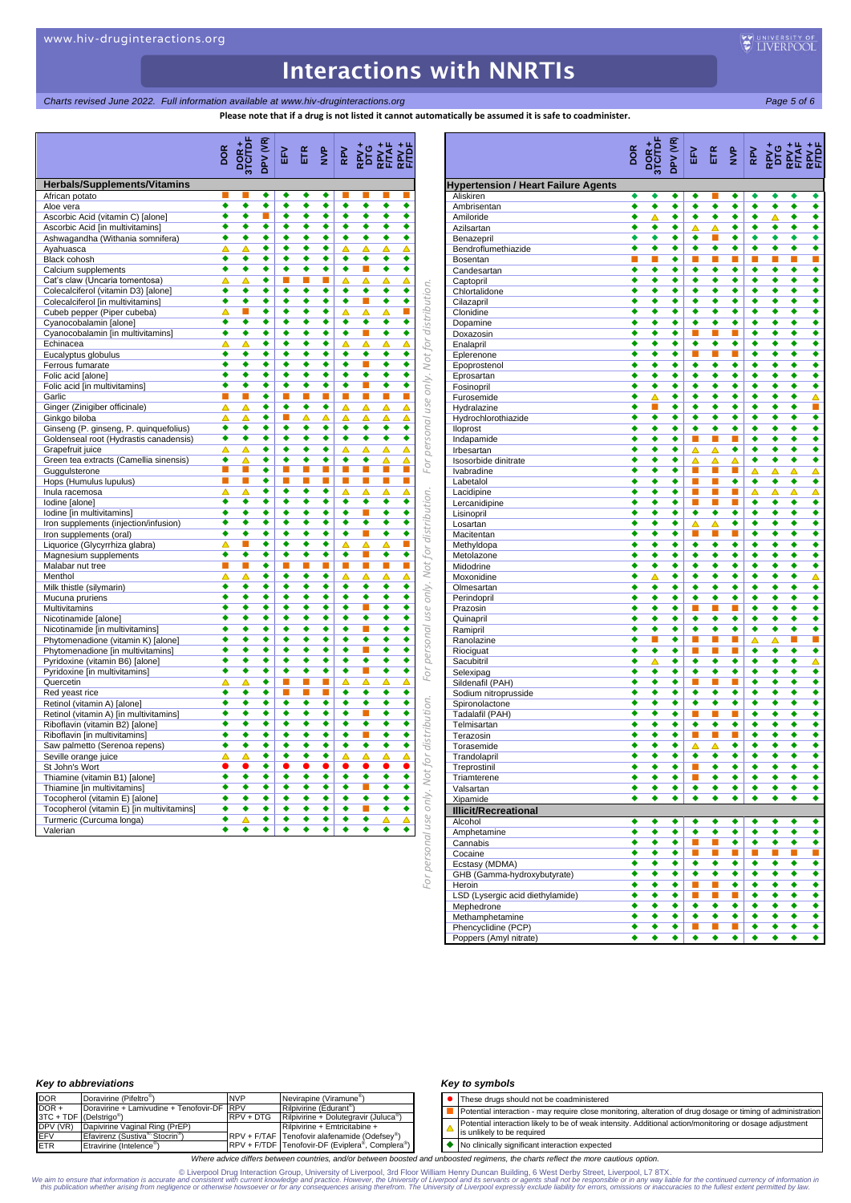# Interactions with NNRTIs

*Charts revised June 2022. Full information available at www.hiv-druginteractions.org*

**Please note that if a drug is not listed it cannot automatically be assumed it is safe to coadminister.**

| | DOR | DOR + 3TC/TDF | DPV (VR) | EFV | ETR | NVP | RPV | RPV + DTG | RPV + F/TAF | RPV + F/TDF |
|---|---|---|---|---|---|---|---|---|---|---|
| **Herbals/Supplements/Vitamins** | | | | | | | | | | |
| African potato | ■ | ■ | ◆ | ◆ | ◆ | ◆ | ■ | ■ | ■ | ■ |
| Aloe vera | ◆ | ◆ | ◆ | ◆ | ◆ | ◆ | ◆ | ◆ | ◆ | ◆ |
| Ascorbic Acid (vitamin C) [alone] | ◆ | ◆ | ■ | ◆ | ◆ | ◆ | ◆ | ◆ | ◆ | ◆ |
| Ascorbic Acid [in multivitamins] | ◆ | ◆ | ◆ | ◆ | ◆ | ◆ | ◆ | ◆ | ◆ | ◆ |
| Ashwagandha (Withania somnifera) | ◆ | ◆ | ◆ | ◆ | ◆ | ◆ | ◆ | ◆ | ◆ | ◆ |
| Ayahuasca | △ | △ | ◆ | ◆ | ◆ | ◆ | △ | △ | △ | △ |
| Black cohosh | ◆ | ◆ | ◆ | ◆ | ◆ | ◆ | ◆ | ◆ | ◆ | ◆ |
| Calcium supplements | ◆ | ◆ | ◆ | ◆ | ◆ | ◆ | ◆ | ■ | ◆ | ◆ |
| Cat's claw (Uncaria tomentosa) | △ | △ | ◆ | ■ | ■ | ■ | △ | △ | △ | △ |
| Colecalciferol (vitamin D3) [alone] | ◆ | ◆ | ◆ | ◆ | ◆ | ◆ | ◆ | ◆ | ◆ | ◆ |
| Colecalciferol [in multivitamins] | ◆ | ◆ | ◆ | ◆ | ◆ | ◆ | ◆ | ■ | ◆ | ◆ |
| Cubeb pepper (Piper cubeba) | △ | ■ | ◆ | ◆ | ◆ | ◆ | △ | △ | △ | ■ |
| Cyanocobalamin [alone] | ◆ | ◆ | ◆ | ◆ | ◆ | ◆ | ◆ | ◆ | ◆ | ◆ |
| Cyanocobalamin [in multivitamins] | ◆ | ◆ | ◆ | ◆ | ◆ | ◆ | ◆ | ■ | ◆ | ◆ |
| Echinacea | △ | △ | ◆ | ◆ | ◆ | ◆ | △ | △ | △ | △ |
| Eucalyptus globulus | ◆ | ◆ | ◆ | ◆ | ◆ | ◆ | ◆ | ◆ | ◆ | ◆ |
| Ferrous fumarate | ◆ | ◆ | ◆ | ◆ | ◆ | ◆ | ◆ | ■ | ◆ | ◆ |
| Folic acid [alone] | ◆ | ◆ | ◆ | ◆ | ◆ | ◆ | ◆ | ◆ | ◆ | ◆ |
| Folic acid [in multivitamins] | ◆ | ◆ | ◆ | ◆ | ◆ | ◆ | ◆ | ■ | ◆ | ◆ |
| Garlic | ■ | ■ | ◆ | ■ | ■ | ■ | ■ | ■ | ■ | ■ |
| Ginger (Zinigiber officinale) | △ | △ | ◆ | ◆ | ◆ | ◆ | △ | △ | △ | △ |
| Ginkgo biloba | △ | △ | ◆ | ■ | △ | △ | △ | △ | △ | △ |
| Ginseng (P. ginseng, P. quinquefolius) | ◆ | ◆ | ◆ | ◆ | ◆ | ◆ | ◆ | ◆ | ◆ | ◆ |
| Goldenseal root (Hydrastis canadensis) | ◆ | ◆ | ◆ | ◆ | ◆ | ◆ | ◆ | ◆ | ◆ | ◆ |
| Grapefruit juice | △ | △ | ◆ | ◆ | ◆ | ◆ | △ | △ | △ | △ |
| Green tea extracts (Camellia sinensis) | ◆ | △ | ◆ | ◆ | ◆ | ◆ | ◆ | ◆ | △ | △ |
| Guggulsterone | ■ | ■ | ◆ | ■ | ■ | ■ | ■ | ■ | ■ | ■ |
| Hops (Humulus lupulus) | ■ | ■ | ◆ | ■ | ■ | ■ | ■ | ■ | ■ | ■ |
| Inula racemosa | △ | △ | ◆ | ◆ | ◆ | ◆ | △ | △ | △ | △ |
| Iodine [alone] | ◆ | ◆ | ◆ | ◆ | ◆ | ◆ | ◆ | ◆ | ◆ | ◆ |
| Iodine [in multivitamins] | ◆ | ◆ | ◆ | ◆ | ◆ | ◆ | ◆ | ■ | ◆ | ◆ |
| Iron supplements (injection/infusion) | ◆ | ◆ | ◆ | ◆ | ◆ | ◆ | ◆ | ◆ | ◆ | ◆ |
| Iron supplements (oral) | ◆ | ◆ | ◆ | ◆ | ◆ | ◆ | ◆ | ■ | ◆ | ◆ |
| Liquorice (Glycyrrhiza glabra) | △ | ■ | ◆ | ◆ | ◆ | ◆ | △ | △ | △ | ■ |
| Magnesium supplements | ◆ | ◆ | ◆ | ◆ | ◆ | ◆ | ◆ | ■ | ◆ | ◆ |
| Malabar nut tree | ■ | ■ | ◆ | ■ | ■ | ■ | ■ | ■ | ■ | ■ |
| Menthol | △ | △ | ◆ | ◆ | ◆ | ◆ | △ | △ | △ | △ |
| Milk thistle (silymarin) | ◆ | ◆ | ◆ | ◆ | ◆ | ◆ | ◆ | ◆ | ◆ | ◆ |
| Mucuna pruriens | ◆ | ◆ | ◆ | ◆ | ◆ | ◆ | ◆ | ◆ | ◆ | ◆ |
| Multivitamins | ◆ | ◆ | ◆ | ◆ | ◆ | ◆ | ◆ | ■ | ◆ | ◆ |
| Nicotinamide [alone] | ◆ | ◆ | ◆ | ◆ | ◆ | ◆ | ◆ | ◆ | ◆ | ◆ |
| Nicotinamide [in multivitamins] | ◆ | ◆ | ◆ | ◆ | ◆ | ◆ | ◆ | ■ | ◆ | ◆ |
| Phytomenadione (vitamin K) [alone] | ◆ | ◆ | ◆ | ◆ | ◆ | ◆ | ◆ | ◆ | ◆ | ◆ |
| Phytomenadione [in multivitamins] | ◆ | ◆ | ◆ | ◆ | ◆ | ◆ | ◆ | ■ | ◆ | ◆ |
| Pyridoxine (vitamin B6) [alone] | ◆ | ◆ | ◆ | ◆ | ◆ | ◆ | ◆ | ◆ | ◆ | ◆ |
| Pyridoxine [in multivitamins] | ◆ | ◆ | ◆ | ◆ | ◆ | ◆ | ◆ | ■ | ◆ | ◆ |
| Quercetin | △ | △ | ◆ | ■ | ■ | ■ | △ | △ | △ | △ |
| Red yeast rice | ◆ | ◆ | ◆ | ■ | ■ | ■ | ◆ | ◆ | ◆ | ◆ |
| Retinol (vitamin A) [alone] | ◆ | ◆ | ◆ | ◆ | ◆ | ◆ | ◆ | ◆ | ◆ | ◆ |
| Retinol (vitamin A) [in multivitamins] | ◆ | ◆ | ◆ | ◆ | ◆ | ◆ | ◆ | ■ | ◆ | ◆ |
| Riboflavin (vitamin B2) [alone] | ◆ | ◆ | ◆ | ◆ | ◆ | ◆ | ◆ | ◆ | ◆ | ◆ |
| Riboflavin [in multivitamins] | ◆ | ◆ | ◆ | ◆ | ◆ | ◆ | ◆ | ■ | ◆ | ◆ |
| Saw palmetto (Serenoa repens) | ◆ | ◆ | ◆ | ◆ | ◆ | ◆ | ◆ | ◆ | ◆ | ◆ |
| Seville orange juice | △ | △ | ◆ | ◆ | ◆ | ◆ | △ | △ | △ | △ |
| St John's Wort | ● | ● | ◆ | ● | ● | ● | ● | ● | ● | ● |
| Thiamine (vitamin B1) [alone] | ◆ | ◆ | ◆ | ◆ | ◆ | ◆ | ◆ | ◆ | ◆ | ◆ |
| Thiamine [in multivitamins] | ◆ | ◆ | ◆ | ◆ | ◆ | ◆ | ◆ | ■ | ◆ | ◆ |
| Tocopherol (vitamin E) [alone] | ◆ | ◆ | ◆ | ◆ | ◆ | ◆ | ◆ | ◆ | ◆ | ◆ |
| Tocopherol (vitamin E) [in multivitamins] | ◆ | ◆ | ◆ | ◆ | ◆ | ◆ | ◆ | ■ | ◆ | ◆ |
| Turmeric (Curcuma longa) | ◆ | △ | ◆ | ◆ | ◆ | ◆ | ◆ | ◆ | △ | △ |
| Valerian | ◆ | ◆ | ◆ | ◆ | ◆ | ◆ | ◆ | ◆ | ◆ | ◆ |

| | DOR | DOR + 3TC/TDF | DPV (VR) | EFV | ETR | NVP | RPV | RPV + DTG | RPV + F/TAF | RPV + F/TDF |
|---|---|---|---|---|---|---|---|---|---|---|
| **Hypertension / Heart Failure Agents** | | | | | | | | | | |
| Aliskiren | ◆ | ◆ | ◆ | ◆ | ■ | ◆ | ◆ | ◆ | ◆ | ◆ |
| Ambrisentan | ◆ | ◆ | ◆ | ◆ | ◆ | ◆ | ◆ | ◆ | ◆ | ◆ |
| Amiloride | ◆ | △ | ◆ | ◆ | ◆ | ◆ | ◆ | △ | ◆ | ◆ |
| Azilsartan | ◆ | ◆ | ◆ | △ | △ | ◆ | ◆ | ◆ | ◆ | ◆ |
| Benazepril | ◆ | ◆ | ◆ | ◆ | ■ | ◆ | ◆ | ◆ | ◆ | ◆ |
| Bendroflumethiazide | ◆ | ◆ | ◆ | ◆ | ◆ | ◆ | ◆ | ◆ | ◆ | ◆ |
| Bosentan | ■ | ■ | ◆ | ■ | ■ | ■ | ■ | ■ | ■ | ■ |
| Candesartan | ◆ | ◆ | ◆ | ◆ | ◆ | ◆ | ◆ | ◆ | ◆ | ◆ |
| Captopril | ◆ | ◆ | ◆ | ◆ | ◆ | ◆ | ◆ | ◆ | ◆ | ◆ |
| Chlortalidone | ◆ | ◆ | ◆ | ◆ | ◆ | ◆ | ◆ | ◆ | ◆ | ◆ |
| Cilazapril | ◆ | ◆ | ◆ | ◆ | ◆ | ◆ | ◆ | ◆ | ◆ | ◆ |
| Clonidine | ◆ | ◆ | ◆ | ◆ | ◆ | ◆ | ◆ | ◆ | ◆ | ◆ |
| Dopamine | ◆ | ◆ | ◆ | ◆ | ◆ | ◆ | ◆ | ◆ | ◆ | ◆ |
| Doxazosin | ◆ | ◆ | ◆ | ■ | ◆ | ■ | ◆ | ◆ | ◆ | ◆ |
| Enalapril | ◆ | ◆ | ◆ | ◆ | ◆ | ◆ | ◆ | ◆ | ◆ | ◆ |
| Eplerenone | ◆ | ◆ | ◆ | ■ | ◆ | ■ | ◆ | ◆ | ◆ | ◆ |
| Epoprostenol | ◆ | ◆ | ◆ | ◆ | ◆ | ◆ | ◆ | ◆ | ◆ | ◆ |
| Eprosartan | ◆ | ◆ | ◆ | ◆ | ◆ | ◆ | ◆ | ◆ | ◆ | ◆ |
| Fosinopril | ◆ | ◆ | ◆ | ◆ | ◆ | ◆ | ◆ | ◆ | ◆ | ◆ |
| Furosemide | ◆ | △ | ◆ | ◆ | ◆ | ◆ | ◆ | ◆ | ◆ | △ |
| Hydralazine | ◆ | ■ | ◆ | ◆ | ◆ | ◆ | ◆ | ◆ | ◆ | ■ |
| Hydrochlorothiazide | ◆ | ◆ | ◆ | ◆ | ◆ | ◆ | ◆ | ◆ | ◆ | ◆ |
| Iloprost | ◆ | ◆ | ◆ | ◆ | ◆ | ◆ | ◆ | ◆ | ◆ | ◆ |
| Indapamide | ◆ | ◆ | ◆ | ■ | ◆ | ■ | ◆ | ◆ | ◆ | ◆ |
| Irbesartan | ◆ | ◆ | ◆ | △ | △ | ◆ | ◆ | ◆ | ◆ | ◆ |
| Isosorbide dinitrate | ◆ | ◆ | ◆ | △ | △ | △ | ◆ | ◆ | ◆ | ◆ |
| Ivabradine | ◆ | ◆ | ◆ | ■ | ■ | ■ | △ | △ | △ | △ |
| Labetalol | ◆ | ◆ | ◆ | ■ | ◆ | ■ | ◆ | ◆ | ◆ | ◆ |
| Lacidipine | ◆ | ◆ | ◆ | ■ | ◆ | ■ | △ | △ | △ | △ |
| Lercanidipine | ◆ | ◆ | ◆ | ■ | ◆ | ■ | ◆ | ◆ | ◆ | ◆ |
| Lisinopril | ◆ | ◆ | ◆ | ◆ | ◆ | ◆ | ◆ | ◆ | ◆ | ◆ |
| Losartan | ◆ | ◆ | ◆ | △ | △ | ◆ | ◆ | ◆ | ◆ | ◆ |
| Macitentan | ◆ | ◆ | ◆ | ■ | ◆ | ■ | ◆ | ◆ | ◆ | ◆ |
| Methyldopa | ◆ | ◆ | ◆ | ◆ | ◆ | ◆ | ◆ | ◆ | ◆ | ◆ |
| Metolazone | ◆ | ◆ | ◆ | ◆ | ◆ | ◆ | ◆ | ◆ | ◆ | ◆ |
| Midodrine | ◆ | ◆ | ◆ | ◆ | ◆ | ◆ | ◆ | ◆ | ◆ | ◆ |
| Moxonidine | ◆ | △ | ◆ | ◆ | ◆ | ◆ | ◆ | ◆ | ◆ | △ |
| Olmesartan | ◆ | ◆ | ◆ | ◆ | ◆ | ◆ | ◆ | ◆ | ◆ | ◆ |
| Perindopril | ◆ | ◆ | ◆ | ◆ | ◆ | ◆ | ◆ | ◆ | ◆ | ◆ |
| Prazosin | ◆ | ◆ | ◆ | ■ | ◆ | ■ | ◆ | ◆ | ◆ | ◆ |
| Quinapril | ◆ | ◆ | ◆ | ◆ | ◆ | ◆ | ◆ | ◆ | ◆ | ◆ |
| Ramipril | ◆ | ◆ | ◆ | ◆ | ◆ | ◆ | ◆ | ◆ | ◆ | ◆ |
| Ranolazine | ◆ | ■ | ◆ | ■ | ■ | ■ | △ | △ | ◆ | ◆ |
| Riociguat | ◆ | ◆ | ◆ | ■ | ■ | ■ | ◆ | ◆ | ◆ | ◆ |
| Sacubitril | ◆ | △ | ◆ | ◆ | ◆ | ◆ | ◆ | ◆ | ◆ | △ |
| Selexipag | ◆ | ◆ | ◆ | ◆ | ◆ | ◆ | ◆ | ◆ | ◆ | ◆ |
| Sildenafil (PAH) | ◆ | ◆ | ◆ | ■ | ◆ | ■ | ◆ | ◆ | ◆ | ◆ |
| Sodium nitroprusside | ◆ | ◆ | ◆ | ◆ | ◆ | ◆ | ◆ | ◆ | ◆ | ◆ |
| Spironolactone | ◆ | ◆ | ◆ | ◆ | ◆ | ◆ | ◆ | ◆ | ◆ | ◆ |
| Tadalafil (PAH) | ◆ | ◆ | ◆ | ■ | ◆ | ■ | ◆ | ◆ | ◆ | ◆ |
| Telmisartan | ◆ | ◆ | ◆ | ◆ | ◆ | ◆ | ◆ | ◆ | ◆ | ◆ |
| Terazosin | ◆ | ◆ | ◆ | ■ | ◆ | ■ | ◆ | ◆ | ◆ | ◆ |
| Torasemide | ◆ | ◆ | ◆ | △ | △ | ◆ | ◆ | ◆ | ◆ | ◆ |
| Trandolapril | ◆ | ◆ | ◆ | ◆ | ◆ | ◆ | ◆ | ◆ | ◆ | ◆ |
| Treprostinil | ◆ | ◆ | ◆ | ■ | ◆ | ◆ | ◆ | ◆ | ◆ | ◆ |
| Triamterene | ◆ | ◆ | ◆ | ■ | ◆ | ◆ | ◆ | ◆ | ◆ | ◆ |
| Valsartan | ◆ | ◆ | ◆ | ◆ | ◆ | ◆ | ◆ | ◆ | ◆ | ◆ |
| Xipamide | ◆ | ◆ | ◆ | ◆ | ◆ | ◆ | ◆ | ◆ | ◆ | ◆ |
| **Illicit/Recreational** | | | | | | | | | | |
| Alcohol | ◆ | ◆ | ◆ | ◆ | ◆ | ◆ | ◆ | ◆ | ◆ | ◆ |
| Amphetamine | ◆ | ◆ | ◆ | ◆ | ◆ | ◆ | ◆ | ◆ | ◆ | ◆ |
| Cannabis | ◆ | ◆ | ◆ | ■ | ■ | ◆ | ◆ | ◆ | ◆ | ◆ |
| Cocaine | ◆ | ◆ | ◆ | ■ | ■ | ■ | ■ | ■ | ■ | ■ |
| Ecstasy (MDMA) | ◆ | ◆ | ◆ | ◆ | ◆ | ◆ | ◆ | ◆ | ◆ | ◆ |
| GHB (Gamma-hydroxybutyrate) | ◆ | ◆ | ◆ | ◆ | ◆ | ◆ | ◆ | ◆ | ◆ | ◆ |
| Heroin | ◆ | ◆ | ◆ | ■ | ■ | ◆ | ◆ | ◆ | ◆ | ◆ |
| LSD (Lysergic acid diethylamide) | ◆ | ◆ | ◆ | ■ | ◆ | ■ | ◆ | ◆ | ◆ | ◆ |
| Mephedrone | ◆ | ◆ | ◆ | ◆ | ◆ | ◆ | ◆ | ◆ | ◆ | ◆ |
| Methamphetamine | ◆ | ◆ | ◆ | ◆ | ◆ | ◆ | ◆ | ◆ | ◆ | ◆ |
| Phencyclidine (PCP) | ◆ | ◆ | ◆ | ■ | ■ | ■ | ◆ | ◆ | ◆ | ◆ |
| Poppers (Amyl nitrate) | ◆ | ◆ | ◆ | ◆ | ◆ | ◆ | ◆ | ◆ | ◆ | ◆ |

### Key to abbreviations

| Abbreviation | Drug | Abbreviation | Drug |
|---|---|---|---|
| DOR | Doravirine (Pifeltro®) | NVP | Nevirapine (Viramune®) |
| DOR + 3TC + TDF | Doravirine + Lamivudine + Tenofovir-DF (Delstrigo®) | RPV | Rilpivirine (Edurant®) |
| DPV (VR) | Dapivirine Vaginal Ring (PrEP) | RPV + DTG | Rilpivirine + Dolutegravir (Juluca®) |
| EFV | Efavirenz (Sustiva®, Stocrin®) | RPV + F/TAF | Rilpivirine + Emtricitabine + Tenofovir alafenamide (Odefsey®) |
| ETR | Etravirine (Intelence®) | RPV + F/TDF | Tenofovir-DF (Eviplera®, Complera®) |

### Key to symbols

| Symbol | Meaning |
|---|---|
| ● | These drugs should not be coadministered |
| ■ | Potential interaction - may require close monitoring, alteration of drug dosage or timing of administration |
| △ | Potential interaction likely to be of weak intensity. Additional action/monitoring or dosage adjustment is unlikely to be required |
| ◆ | No clinically significant interaction expected |

*Where advice differs between countries, and/or between boosted and unboosted regimens, the charts reflect the more cautious option.*

© Liverpool Drug Interaction Group, University of Liverpool, 3rd Floor William Henry Duncan Building, 6 West Derby Street, Liverpool, L7 8TX.

*We aim to ensure that information is accurate and consistent with current knowledge and practice. However, the University of Liverpool and its servants or agents shall not be responsible or in any way liable for the continued currency of information in this publication whether arising from negligence or otherwise howsoever or for any consequences arising therefrom. The University of Liverpool expressly exclude liability for errors, omissions or inaccuracies to the fullest extent permitted by law.*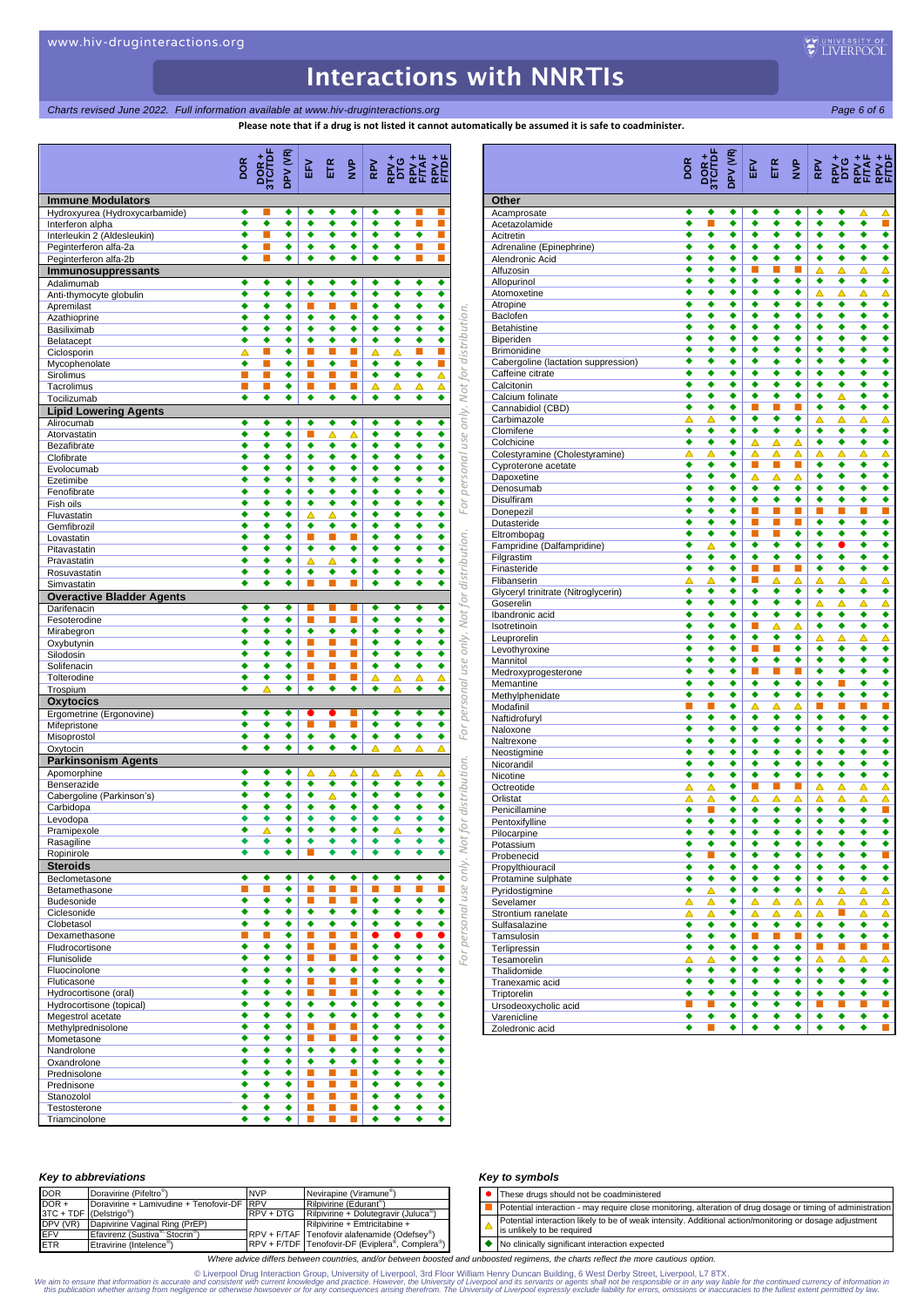# Interactions with NNRTIs

*Charts revised June 2022. Full information available at www.hiv-druginteractions.org*

**Please note that if a drug is not listed it cannot automatically be assumed it is safe to coadminister.**

| | DOR | DOR + 3TC/TDF | DPV (VR) | EFV | ETR | NVP | RPV | RPV + DTG | RPV + F/TAF | RPV + F/TDF |
|---|---|---|---|---|---|---|---|---|---|---|
| **Immune Modulators** | | | | | | | | | | |
| Hydroxyurea (Hydroxycarbamide) | ◆ | ■ | ◆ | ◆ | ◆ | ◆ | ◆ | ◆ | ■ | ■ |
| Interferon alpha | ◆ | ◆ | ◆ | ◆ | ◆ | ◆ | ◆ | ◆ | ◆ | ■ |
| Interleukin 2 (Aldesleukin) | ◆ | ■ | ◆ | ◆ | ◆ | ◆ | ◆ | ◆ | ◆ | ■ |
| Peginterferon alfa-2a | ◆ | ◆ | ◆ | ◆ | ◆ | ◆ | ◆ | ◆ | ■ | ■ |
| Peginterferon alfa-2b | ◆ | ■ | ◆ | ◆ | ◆ | ◆ | ◆ | ◆ | ■ | ■ |
| **Immunosuppressants** | | | | | | | | | | |
| Adalimumab | ◆ | ◆ | ◆ | ◆ | ◆ | ◆ | ◆ | ◆ | ◆ | ◆ |
| Anti-thymocyte globulin | ◆ | ◆ | ◆ | ◆ | ◆ | ◆ | ◆ | ◆ | ◆ | ◆ |
| Apremilast | ◆ | ◆ | ◆ | ■ | ■ | ■ | ◆ | ◆ | ◆ | ◆ |
| Azathioprine | ◆ | ◆ | ◆ | ◆ | ◆ | ◆ | ◆ | ◆ | ◆ | ◆ |
| Basiliximab | ◆ | ◆ | ◆ | ◆ | ◆ | ◆ | ◆ | ◆ | ◆ | ◆ |
| Belatacept | ◆ | ◆ | ◆ | ◆ | ◆ | ◆ | ◆ | ◆ | ◆ | ◆ |
| Ciclosporin | ▲ | ■ | ◆ | ■ | ■ | ■ | ▲ | ▲ | ■ | ■ |
| Mycophenolate | ◆ | ■ | ◆ | ■ | ◆ | ■ | ◆ | ◆ | ◆ | ■ |
| Sirolimus | ■ | ■ | ◆ | ■ | ■ | ■ | ◆ | ◆ | ◆ | ▲ |
| Tacrolimus | ■ | ■ | ◆ | ■ | ■ | ■ | ▲ | ▲ | ▲ | ▲ |
| Tocilizumab | ◆ | ◆ | ◆ | ◆ | ◆ | ◆ | ◆ | ◆ | ◆ | ◆ |
| **Lipid Lowering Agents** | | | | | | | | | | |
| Alirocumab | ◆ | ◆ | ◆ | ◆ | ◆ | ◆ | ◆ | ◆ | ◆ | ◆ |
| Atorvastatin | ◆ | ◆ | ◆ | ■ | ▲ | ▲ | ◆ | ◆ | ◆ | ◆ |
| Bezafibrate | ◆ | ◆ | ◆ | ◆ | ◆ | ◆ | ◆ | ◆ | ◆ | ◆ |
| Clofibrate | ◆ | ◆ | ◆ | ◆ | ◆ | ◆ | ◆ | ◆ | ◆ | ◆ |
| Evolocumab | ◆ | ◆ | ◆ | ◆ | ◆ | ◆ | ◆ | ◆ | ◆ | ◆ |
| Ezetimibe | ◆ | ◆ | ◆ | ◆ | ◆ | ◆ | ◆ | ◆ | ◆ | ◆ |
| Fenofibrate | ◆ | ◆ | ◆ | ◆ | ◆ | ◆ | ◆ | ◆ | ◆ | ◆ |
| Fish oils | ◆ | ◆ | ◆ | ◆ | ◆ | ◆ | ◆ | ◆ | ◆ | ◆ |
| Fluvastatin | ◆ | ◆ | ◆ | ▲ | ▲ | ◆ | ◆ | ◆ | ◆ | ◆ |
| Gemfibrozil | ◆ | ◆ | ◆ | ◆ | ◆ | ◆ | ◆ | ◆ | ◆ | ◆ |
| Lovastatin | ◆ | ◆ | ◆ | ■ | ■ | ■ | ◆ | ◆ | ◆ | ◆ |
| Pitavastatin | ◆ | ◆ | ◆ | ◆ | ◆ | ◆ | ◆ | ◆ | ◆ | ◆ |
| Pravastatin | ◆ | ◆ | ◆ | ▲ | ▲ | ◆ | ◆ | ◆ | ◆ | ◆ |
| Rosuvastatin | ◆ | ◆ | ◆ | ◆ | ◆ | ◆ | ◆ | ◆ | ◆ | ◆ |
| Simvastatin | ◆ | ◆ | ◆ | ■ | ■ | ■ | ◆ | ◆ | ◆ | ◆ |
| **Overactive Bladder Agents** | | | | | | | | | | |
| Darifenacin | ◆ | ◆ | ◆ | ■ | ■ | ■ | ◆ | ◆ | ◆ | ◆ |
| Fesoterodine | ◆ | ◆ | ◆ | ■ | ■ | ■ | ◆ | ◆ | ◆ | ◆ |
| Mirabegron | ◆ | ◆ | ◆ | ◆ | ◆ | ◆ | ◆ | ◆ | ◆ | ◆ |
| Oxybutynin | ◆ | ◆ | ◆ | ■ | ■ | ■ | ◆ | ◆ | ◆ | ◆ |
| Silodosin | ◆ | ◆ | ◆ | ■ | ■ | ■ | ◆ | ◆ | ◆ | ◆ |
| Solifenacin | ◆ | ◆ | ◆ | ■ | ■ | ■ | ◆ | ◆ | ◆ | ◆ |
| Tolterodine | ◆ | ◆ | ◆ | ■ | ■ | ■ | ▲ | ▲ | ▲ | ▲ |
| Trospium | ◆ | ▲ | ◆ | ◆ | ◆ | ◆ | ◆ | ▲ | ◆ | ◆ |
| **Oxytocics** | | | | | | | | | | |
| Ergometrine (Ergonovine) | ◆ | ◆ | ◆ | ● | ● | ■ | ◆ | ◆ | ◆ | ◆ |
| Mifepristone | ◆ | ◆ | ◆ | ■ | ■ | ■ | ◆ | ◆ | ◆ | ◆ |
| Misoprostol | ◆ | ◆ | ◆ | ◆ | ◆ | ◆ | ◆ | ◆ | ◆ | ◆ |
| Oxytocin | ◆ | ◆ | ◆ | ◆ | ◆ | ◆ | ▲ | ▲ | ▲ | ▲ |
| **Parkinsonism Agents** | | | | | | | | | | |
| Apomorphine | ◆ | ◆ | ◆ | ▲ | ▲ | ▲ | ▲ | ▲ | ▲ | ▲ |
| Benserazide | ◆ | ◆ | ◆ | ◆ | ◆ | ◆ | ◆ | ◆ | ◆ | ◆ |
| Cabergoline (Parkinson's) | ◆ | ◆ | ◆ | ◆ | ▲ | ◆ | ◆ | ◆ | ◆ | ◆ |
| Carbidopa | ◆ | ◆ | ◆ | ◆ | ◆ | ◆ | ◆ | ◆ | ◆ | ◆ |
| Levodopa | ◆ | ◆ | ◆ | ◆ | ◆ | ◆ | ◆ | ◆ | ◆ | ◆ |
| Pramipexole | ◆ | ▲ | ◆ | ◆ | ◆ | ◆ | ◆ | ▲ | ◆ | ◆ |
| Rasagiline | ◆ | ◆ | ◆ | ◆ | ◆ | ◆ | ◆ | ◆ | ◆ | ◆ |
| Ropinirole | ◆ | ◆ | ◆ | ■ | ◆ | ◆ | ◆ | ◆ | ◆ | ◆ |
| **Steroids** | | | | | | | | | | |
| Beclometasone | ◆ | ◆ | ◆ | ◆ | ◆ | ◆ | ◆ | ◆ | ◆ | ◆ |
| Betamethasone | ■ | ■ | ◆ | ■ | ■ | ■ | ■ | ■ | ■ | ■ |
| Budesonide | ◆ | ◆ | ◆ | ■ | ■ | ■ | ◆ | ◆ | ◆ | ◆ |
| Ciclesonide | ◆ | ◆ | ◆ | ◆ | ◆ | ◆ | ◆ | ◆ | ◆ | ◆ |
| Clobetasol | ◆ | ◆ | ◆ | ◆ | ◆ | ◆ | ◆ | ◆ | ◆ | ◆ |
| Dexamethasone | ■ | ■ | ◆ | ■ | ■ | ■ | ● | ● | ● | ● |
| Fludrocortisone | ◆ | ◆ | ◆ | ■ | ■ | ■ | ◆ | ◆ | ◆ | ◆ |
| Flunisolide | ◆ | ◆ | ◆ | ■ | ■ | ■ | ◆ | ◆ | ◆ | ◆ |
| Fluocinolone | ◆ | ◆ | ◆ | ◆ | ◆ | ◆ | ◆ | ◆ | ◆ | ◆ |
| Fluticasone | ◆ | ◆ | ◆ | ■ | ■ | ■ | ◆ | ◆ | ◆ | ◆ |
| Hydrocortisone (oral) | ◆ | ◆ | ◆ | ■ | ■ | ■ | ◆ | ◆ | ◆ | ◆ |
| Hydrocortisone (topical) | ◆ | ◆ | ◆ | ◆ | ◆ | ◆ | ◆ | ◆ | ◆ | ◆ |
| Megestrol acetate | ◆ | ◆ | ◆ | ◆ | ◆ | ◆ | ◆ | ◆ | ◆ | ◆ |
| Methylprednisolone | ◆ | ◆ | ◆ | ■ | ■ | ■ | ◆ | ◆ | ◆ | ◆ |
| Mometasone | ◆ | ◆ | ◆ | ■ | ■ | ■ | ◆ | ◆ | ◆ | ◆ |
| Nandrolone | ◆ | ◆ | ◆ | ◆ | ◆ | ◆ | ◆ | ◆ | ◆ | ◆ |
| Oxandrolone | ◆ | ◆ | ◆ | ◆ | ◆ | ◆ | ◆ | ◆ | ◆ | ◆ |
| Prednisolone | ◆ | ◆ | ◆ | ■ | ■ | ■ | ◆ | ◆ | ◆ | ◆ |
| Prednisone | ◆ | ◆ | ◆ | ■ | ■ | ■ | ◆ | ◆ | ◆ | ◆ |
| Stanozolol | ◆ | ◆ | ◆ | ■ | ■ | ■ | ◆ | ◆ | ◆ | ◆ |
| Testosterone | ◆ | ◆ | ◆ | ■ | ■ | ■ | ◆ | ◆ | ◆ | ◆ |
| Triamcinolone | ◆ | ◆ | ◆ | ■ | ■ | ■ | ◆ | ◆ | ◆ | ◆ |

| | DOR | DOR + 3TC/TDF | DPV (VR) | EFV | ETR | NVP | RPV | RPV + DTG | RPV + F/TAF | RPV + F/TDF |
|---|---|---|---|---|---|---|---|---|---|---|
| **Other** | | | | | | | | | | |
| Acamprosate | ◆ | ◆ | ◆ | ◆ | ◆ | ◆ | ◆ | ◆ | ▲ | ▲ |
| Acetazolamide | ◆ | ■ | ◆ | ◆ | ◆ | ◆ | ◆ | ◆ | ◆ | ■ |
| Acitretin | ◆ | ◆ | ◆ | ◆ | ◆ | ◆ | ◆ | ◆ | ◆ | ◆ |
| Adrenaline (Epinephrine) | ◆ | ◆ | ◆ | ◆ | ◆ | ◆ | ◆ | ◆ | ◆ | ◆ |
| Alendronic Acid | ◆ | ◆ | ◆ | ◆ | ◆ | ◆ | ◆ | ◆ | ◆ | ◆ |
| Alfuzosin | ◆ | ◆ | ◆ | ■ | ■ | ■ | ▲ | ▲ | ▲ | ▲ |
| Allopurinol | ◆ | ◆ | ◆ | ◆ | ◆ | ◆ | ◆ | ◆ | ◆ | ◆ |
| Atomoxetine | ◆ | ◆ | ◆ | ◆ | ◆ | ◆ | ▲ | ▲ | ▲ | ▲ |
| Atropine | ◆ | ◆ | ◆ | ◆ | ◆ | ◆ | ◆ | ◆ | ◆ | ◆ |
| Baclofen | ◆ | ◆ | ◆ | ◆ | ◆ | ◆ | ◆ | ◆ | ◆ | ◆ |
| Betahistine | ◆ | ◆ | ◆ | ◆ | ◆ | ◆ | ◆ | ◆ | ◆ | ◆ |
| Biperiden | ◆ | ◆ | ◆ | ◆ | ◆ | ◆ | ◆ | ◆ | ◆ | ◆ |
| Brimonidine | ◆ | ◆ | ◆ | ◆ | ◆ | ◆ | ◆ | ◆ | ◆ | ◆ |
| Cabergoline (lactation suppression) | ◆ | ◆ | ◆ | ◆ | ◆ | ◆ | ◆ | ◆ | ◆ | ◆ |
| Caffeine citrate | ◆ | ◆ | ◆ | ◆ | ◆ | ◆ | ◆ | ◆ | ◆ | ◆ |
| Calcitonin | ◆ | ◆ | ◆ | ◆ | ◆ | ◆ | ◆ | ◆ | ◆ | ◆ |
| Calcium folinate | ◆ | ◆ | ◆ | ◆ | ◆ | ◆ | ◆ | ▲ | ◆ | ◆ |
| Cannabidiol (CBD) | ◆ | ◆ | ◆ | ■ | ■ | ■ | ◆ | ◆ | ◆ | ◆ |
| Carbimazole | ▲ | ▲ | ◆ | ◆ | ◆ | ◆ | ▲ | ▲ | ▲ | ▲ |
| Clomifene | ◆ | ◆ | ◆ | ◆ | ◆ | ◆ | ◆ | ◆ | ◆ | ◆ |
| Colchicine | ◆ | ◆ | ◆ | ▲ | ▲ | ▲ | ◆ | ◆ | ◆ | ◆ |
| Colestyramine (Cholestyramine) | ▲ | ▲ | ◆ | ▲ | ▲ | ▲ | ▲ | ▲ | ▲ | ▲ |
| Cyproterone acetate | ◆ | ◆ | ◆ | ■ | ■ | ■ | ◆ | ◆ | ◆ | ◆ |
| Dapoxetine | ◆ | ◆ | ◆ | ▲ | ▲ | ▲ | ◆ | ◆ | ◆ | ◆ |
| Denosumab | ◆ | ◆ | ◆ | ◆ | ◆ | ◆ | ◆ | ◆ | ◆ | ◆ |
| Disulfiram | ◆ | ◆ | ◆ | ◆ | ◆ | ◆ | ◆ | ◆ | ◆ | ◆ |
| Donepezil | ◆ | ◆ | ◆ | ■ | ■ | ■ | ■ | ■ | ■ | ■ |
| Dutasteride | ◆ | ◆ | ◆ | ■ | ■ | ■ | ◆ | ◆ | ◆ | ◆ |
| Eltrombopag | ◆ | ◆ | ◆ | ■ | ■ | ◆ | ◆ | ◆ | ◆ | ◆ |
| Fampridine (Dalfampridine) | ◆ | ▲ | ◆ | ◆ | ◆ | ◆ | ◆ | ● | ◆ | ◆ |
| Filgrastim | ◆ | ◆ | ◆ | ◆ | ◆ | ◆ | ◆ | ◆ | ◆ | ◆ |
| Finasteride | ◆ | ◆ | ◆ | ■ | ■ | ■ | ◆ | ◆ | ◆ | ◆ |
| Flibanserin | ▲ | ▲ | ◆ | ■ | ▲ | ▲ | ▲ | ▲ | ▲ | ▲ |
| Glyceryl trinitrate (Nitroglycerin) | ◆ | ◆ | ◆ | ◆ | ◆ | ◆ | ◆ | ◆ | ◆ | ◆ |
| Goserelin | ◆ | ◆ | ◆ | ◆ | ◆ | ◆ | ▲ | ▲ | ▲ | ▲ |
| Ibandronic acid | ◆ | ◆ | ◆ | ◆ | ◆ | ◆ | ◆ | ◆ | ◆ | ◆ |
| Isotretinoin | ◆ | ◆ | ◆ | ■ | ▲ | ▲ | ◆ | ◆ | ◆ | ◆ |
| Leuprorelin | ◆ | ◆ | ◆ | ◆ | ◆ | ◆ | ▲ | ▲ | ▲ | ▲ |
| Levothyroxine | ◆ | ◆ | ◆ | ■ | ■ | ◆ | ◆ | ◆ | ◆ | ◆ |
| Mannitol | ◆ | ◆ | ◆ | ◆ | ◆ | ◆ | ◆ | ◆ | ◆ | ◆ |
| Medroxyprogesterone | ◆ | ◆ | ◆ | ■ | ■ | ■ | ◆ | ◆ | ◆ | ◆ |
| Memantine | ◆ | ◆ | ◆ | ◆ | ◆ | ◆ | ◆ | ■ | ◆ | ◆ |
| Methylphenidate | ◆ | ◆ | ◆ | ◆ | ◆ | ◆ | ◆ | ◆ | ◆ | ◆ |
| Modafinil | ■ | ■ | ◆ | ▲ | ▲ | ▲ | ■ | ■ | ■ | ■ |
| Naftidrofuryl | ◆ | ◆ | ◆ | ◆ | ◆ | ◆ | ◆ | ◆ | ◆ | ◆ |
| Naloxone | ◆ | ◆ | ◆ | ◆ | ◆ | ◆ | ◆ | ◆ | ◆ | ◆ |
| Naltrexone | ◆ | ◆ | ◆ | ◆ | ◆ | ◆ | ◆ | ◆ | ◆ | ◆ |
| Neostigmine | ◆ | ◆ | ◆ | ◆ | ◆ | ◆ | ◆ | ◆ | ◆ | ◆ |
| Nicorandil | ◆ | ◆ | ◆ | ◆ | ◆ | ◆ | ◆ | ◆ | ◆ | ◆ |
| Nicotine | ◆ | ◆ | ◆ | ◆ | ◆ | ◆ | ◆ | ◆ | ◆ | ◆ |
| Octreotide | ▲ | ▲ | ◆ | ■ | ■ | ■ | ▲ | ▲ | ▲ | ▲ |
| Orlistat | ▲ | ▲ | ◆ | ▲ | ▲ | ▲ | ▲ | ▲ | ▲ | ▲ |
| Penicillamine | ◆ | ■ | ◆ | ◆ | ◆ | ◆ | ◆ | ◆ | ◆ | ■ |
| Pentoxifylline | ◆ | ◆ | ◆ | ◆ | ◆ | ◆ | ◆ | ◆ | ◆ | ◆ |
| Pilocarpine | ◆ | ◆ | ◆ | ◆ | ◆ | ◆ | ◆ | ◆ | ◆ | ◆ |
| Potassium | ◆ | ◆ | ◆ | ◆ | ◆ | ◆ | ◆ | ◆ | ◆ | ◆ |
| Probenecid | ◆ | ■ | ◆ | ◆ | ◆ | ◆ | ◆ | ◆ | ◆ | ■ |
| Propylthiouracil | ◆ | ◆ | ◆ | ◆ | ◆ | ◆ | ◆ | ◆ | ◆ | ◆ |
| Protamine sulphate | ◆ | ◆ | ◆ | ◆ | ◆ | ◆ | ◆ | ◆ | ◆ | ◆ |
| Pyridostigmine | ◆ | ▲ | ◆ | ◆ | ◆ | ◆ | ◆ | ▲ | ▲ | ▲ |
| Sevelamer | ▲ | ▲ | ◆ | ▲ | ▲ | ▲ | ▲ | ▲ | ▲ | ▲ |
| Strontium ranelate | ▲ | ▲ | ◆ | ▲ | ▲ | ▲ | ▲ | ■ | ▲ | ▲ |
| Sulfasalazine | ◆ | ◆ | ◆ | ◆ | ◆ | ◆ | ◆ | ◆ | ◆ | ◆ |
| Tamsulosin | ◆ | ◆ | ◆ | ■ | ■ | ■ | ◆ | ◆ | ◆ | ◆ |
| Terlipressin | ◆ | ◆ | ◆ | ◆ | ◆ | ◆ | ■ | ■ | ■ | ■ |
| Tesamorelin | ▲ | ▲ | ◆ | ◆ | ◆ | ◆ | ▲ | ▲ | ▲ | ▲ |
| Thalidomide | ◆ | ◆ | ◆ | ◆ | ◆ | ◆ | ◆ | ◆ | ◆ | ◆ |
| Tranexamic acid | ◆ | ◆ | ◆ | ◆ | ◆ | ◆ | ◆ | ◆ | ◆ | ◆ |
| Triptorelin | ◆ | ◆ | ◆ | ◆ | ◆ | ◆ | ◆ | ◆ | ◆ | ◆ |
| Ursodeoxycholic acid | ■ | ■ | ◆ | ◆ | ◆ | ◆ | ■ | ■ | ■ | ■ |
| Varenicline | ◆ | ◆ | ◆ | ◆ | ◆ | ◆ | ◆ | ◆ | ◆ | ◆ |
| Zoledronic acid | ◆ | ■ | ◆ | ◆ | ◆ | ◆ | ◆ | ◆ | ◆ | ■ |

### *Key to abbreviations*

| | | | |
|---|---|---|---|
| DOR | Doravirine (Pifeltro®) | NVP | Nevirapine (Viramune®) |
| DOR + 3TC + TDF | Doravirine + Lamivudine + Tenofovir-DF (Delstrigo®) | RPV | Rilpivirine (Edurant®) |
| DPV (VR) | Dapivirine Vaginal Ring (PrEP) | RPV + DTG | Rilpivirine + Dolutegravir (Juluca®) |
| EFV | Efavirenz (Sustiva®, Stocrin®) | RPV + F/TAF | Rilpivirine + Emtricitabine + Tenofovir alafenamide (Odefsey®) |
| ETR | Etravirine (Intelence®) | RPV + F/TDF | Tenofovir-DF (Eviplera®, Complera®) |

### *Key to symbols*

| | |
|---|---|
| ● | These drugs should not be coadministered |
| ■ | Potential interaction - may require close monitoring, alteration of drug dosage or timing of administration |
| ▲ | Potential interaction likely to be of weak intensity. Additional action/monitoring or dosage adjustment is unlikely to be required |
| ◆ | No clinically significant interaction expected |

*Where advice differs between countries, and/or between boosted and unboosted regimens, the charts reflect the more cautious option.*

© Liverpool Drug Interaction Group, University of Liverpool, 3rd Floor William Henry Duncan Building, 6 West Derby Street, Liverpool, L7 8TX.

We aim to ensure that information is accurate and consistent with current knowledge and practice. However, the University of Liverpool and its servants or agents shall not be responsible or in any way liable for the continued currency of information in this publication whether arising from negligence or otherwise howsoever or for any consequences arising therefrom. The University of Liverpool expressly exclude liability for errors, omissions or inaccuracies to the fullest extent permitted by law.